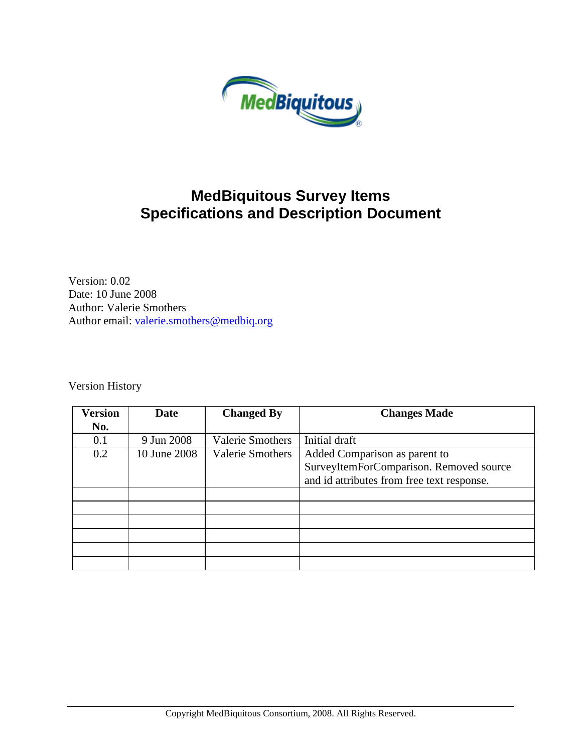# MedBiquitous Survey Items Specifications and Description Document

Version: 0.02
Date: 10 June 2008
Author: Valerie Smothers
Author email: valerie.smothers@medbiq.org

Version History

| Version No. | Date | Changed By | Changes Made |
|---|---|---|---|
| 0.1 | 9 Jun 2008 | Valerie Smothers | Initial draft |
| 0.2 | 10 June 2008 | Valerie Smothers | Added Comparison as parent to SurveyItemForComparison. Removed source and id attributes from free text response. |
| | | | |
| | | | |
| | | | |
| | | | |
| | | | |
| | | | |

Copyright MedBiquitous Consortium, 2008. All Rights Reserved.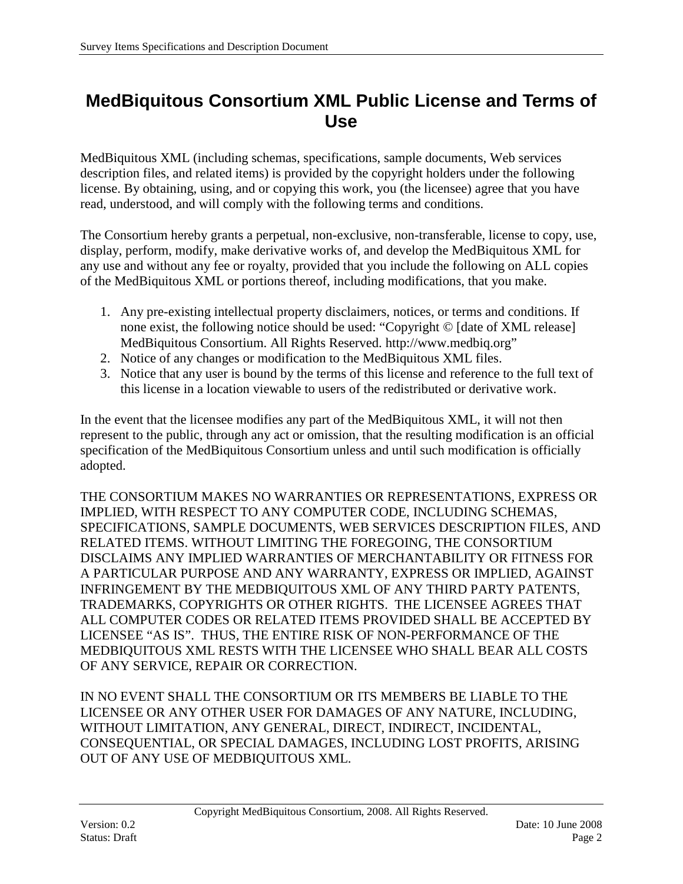# MedBiquitous Consortium XML Public License and Terms of Use

MedBiquitous XML (including schemas, specifications, sample documents, Web services description files, and related items) is provided by the copyright holders under the following license. By obtaining, using, and or copying this work, you (the licensee) agree that you have read, understood, and will comply with the following terms and conditions.

The Consortium hereby grants a perpetual, non-exclusive, non-transferable, license to copy, use, display, perform, modify, make derivative works of, and develop the MedBiquitous XML for any use and without any fee or royalty, provided that you include the following on ALL copies of the MedBiquitous XML or portions thereof, including modifications, that you make.

1. Any pre-existing intellectual property disclaimers, notices, or terms and conditions. If none exist, the following notice should be used: "Copyright © [date of XML release] MedBiquitous Consortium. All Rights Reserved. http://www.medbiq.org"
2. Notice of any changes or modification to the MedBiquitous XML files.
3. Notice that any user is bound by the terms of this license and reference to the full text of this license in a location viewable to users of the redistributed or derivative work.

In the event that the licensee modifies any part of the MedBiquitous XML, it will not then represent to the public, through any act or omission, that the resulting modification is an official specification of the MedBiquitous Consortium unless and until such modification is officially adopted.

THE CONSORTIUM MAKES NO WARRANTIES OR REPRESENTATIONS, EXPRESS OR IMPLIED, WITH RESPECT TO ANY COMPUTER CODE, INCLUDING SCHEMAS, SPECIFICATIONS, SAMPLE DOCUMENTS, WEB SERVICES DESCRIPTION FILES, AND RELATED ITEMS. WITHOUT LIMITING THE FOREGOING, THE CONSORTIUM DISCLAIMS ANY IMPLIED WARRANTIES OF MERCHANTABILITY OR FITNESS FOR A PARTICULAR PURPOSE AND ANY WARRANTY, EXPRESS OR IMPLIED, AGAINST INFRINGEMENT BY THE MEDBIQUITOUS XML OF ANY THIRD PARTY PATENTS, TRADEMARKS, COPYRIGHTS OR OTHER RIGHTS. THE LICENSEE AGREES THAT ALL COMPUTER CODES OR RELATED ITEMS PROVIDED SHALL BE ACCEPTED BY LICENSEE "AS IS". THUS, THE ENTIRE RISK OF NON-PERFORMANCE OF THE MEDBIQUITOUS XML RESTS WITH THE LICENSEE WHO SHALL BEAR ALL COSTS OF ANY SERVICE, REPAIR OR CORRECTION.

IN NO EVENT SHALL THE CONSORTIUM OR ITS MEMBERS BE LIABLE TO THE LICENSEE OR ANY OTHER USER FOR DAMAGES OF ANY NATURE, INCLUDING, WITHOUT LIMITATION, ANY GENERAL, DIRECT, INDIRECT, INCIDENTAL, CONSEQUENTIAL, OR SPECIAL DAMAGES, INCLUDING LOST PROFITS, ARISING OUT OF ANY USE OF MEDBIQUITOUS XML.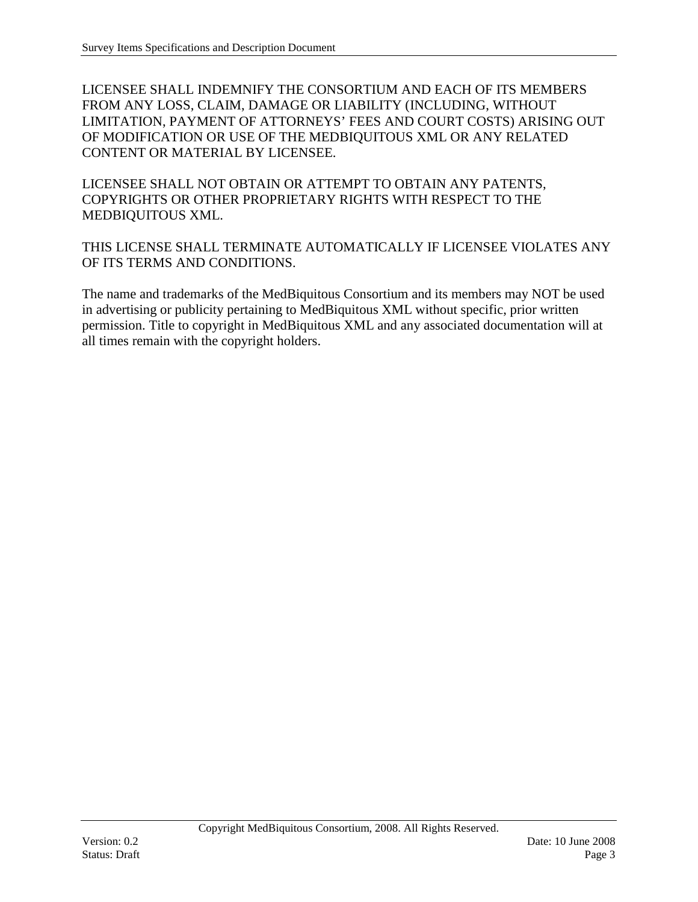LICENSEE SHALL INDEMNIFY THE CONSORTIUM AND EACH OF ITS MEMBERS FROM ANY LOSS, CLAIM, DAMAGE OR LIABILITY (INCLUDING, WITHOUT LIMITATION, PAYMENT OF ATTORNEYS' FEES AND COURT COSTS) ARISING OUT OF MODIFICATION OR USE OF THE MEDBIQUITOUS XML OR ANY RELATED CONTENT OR MATERIAL BY LICENSEE.

LICENSEE SHALL NOT OBTAIN OR ATTEMPT TO OBTAIN ANY PATENTS, COPYRIGHTS OR OTHER PROPRIETARY RIGHTS WITH RESPECT TO THE MEDBIQUITOUS XML.

THIS LICENSE SHALL TERMINATE AUTOMATICALLY IF LICENSEE VIOLATES ANY OF ITS TERMS AND CONDITIONS.

The name and trademarks of the MedBiquitous Consortium and its members may NOT be used in advertising or publicity pertaining to MedBiquitous XML without specific, prior written permission. Title to copyright in MedBiquitous XML and any associated documentation will at all times remain with the copyright holders.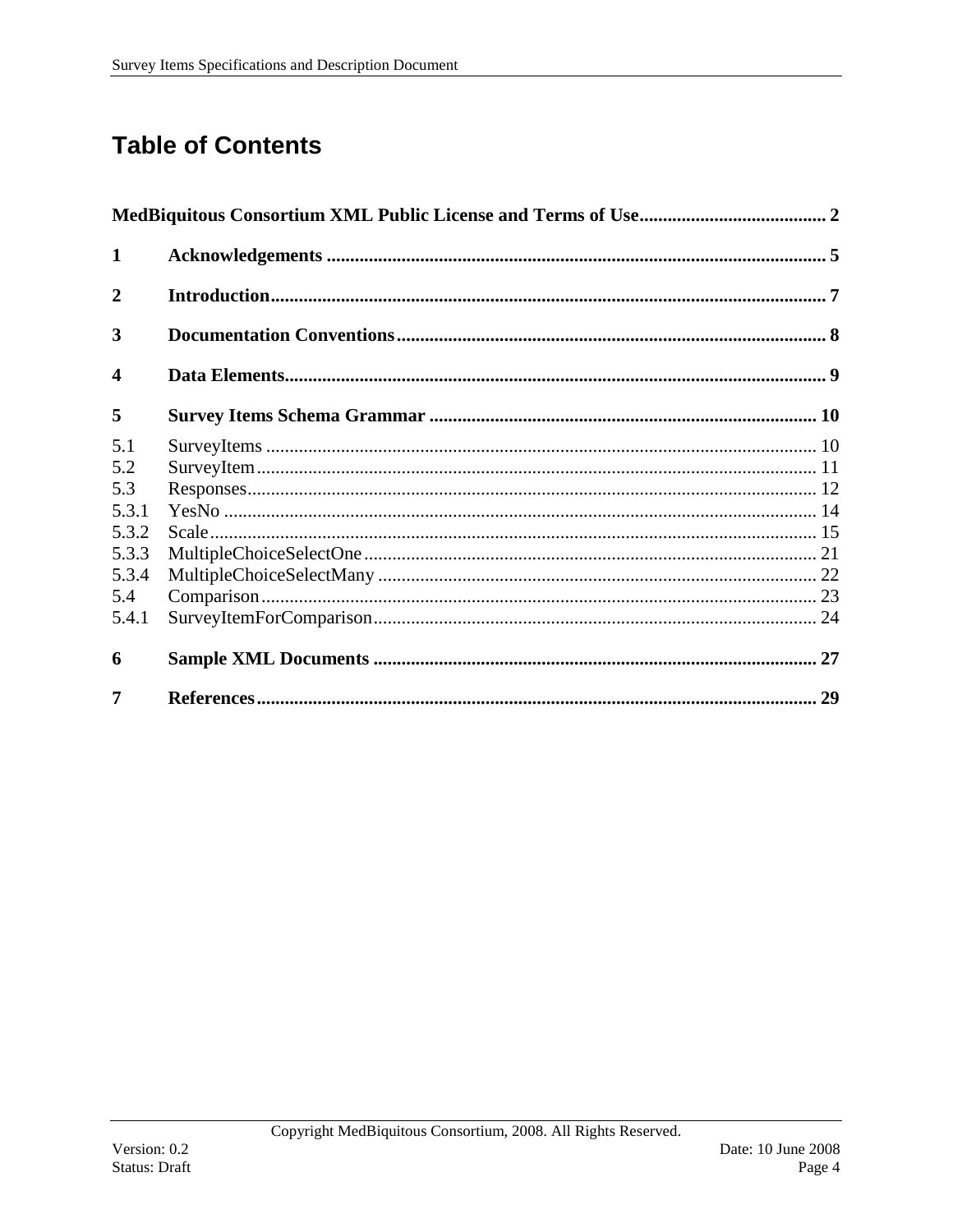# Table of Contents

**MedBiquitous Consortium XML Public License and Terms of Use** ........................................ **2**

**1 Acknowledgements** .......................................................................................................... **5**

**2 Introduction** ...................................................................................................................... **7**

**3 Documentation Conventions** ........................................................................................... **8**

**4 Data Elements** ................................................................................................................... **9**

**5 Survey Items Schema Grammar** .................................................................................. **10**

5.1 SurveyItems ..................................................................................................................... 10
5.2 SurveyItem ....................................................................................................................... 11
5.3 Responses ......................................................................................................................... 12
5.3.1 YesNo .............................................................................................................................. 14
5.3.2 Scale ................................................................................................................................. 15
5.3.3 MultipleChoiceSelectOne ................................................................................................ 21
5.3.4 MultipleChoiceSelectMany ............................................................................................. 22
5.4 Comparison ...................................................................................................................... 23
5.4.1 SurveyItemForComparison .............................................................................................. 24

**6 Sample XML Documents** .............................................................................................. **27**

**7 References** ....................................................................................................................... **29**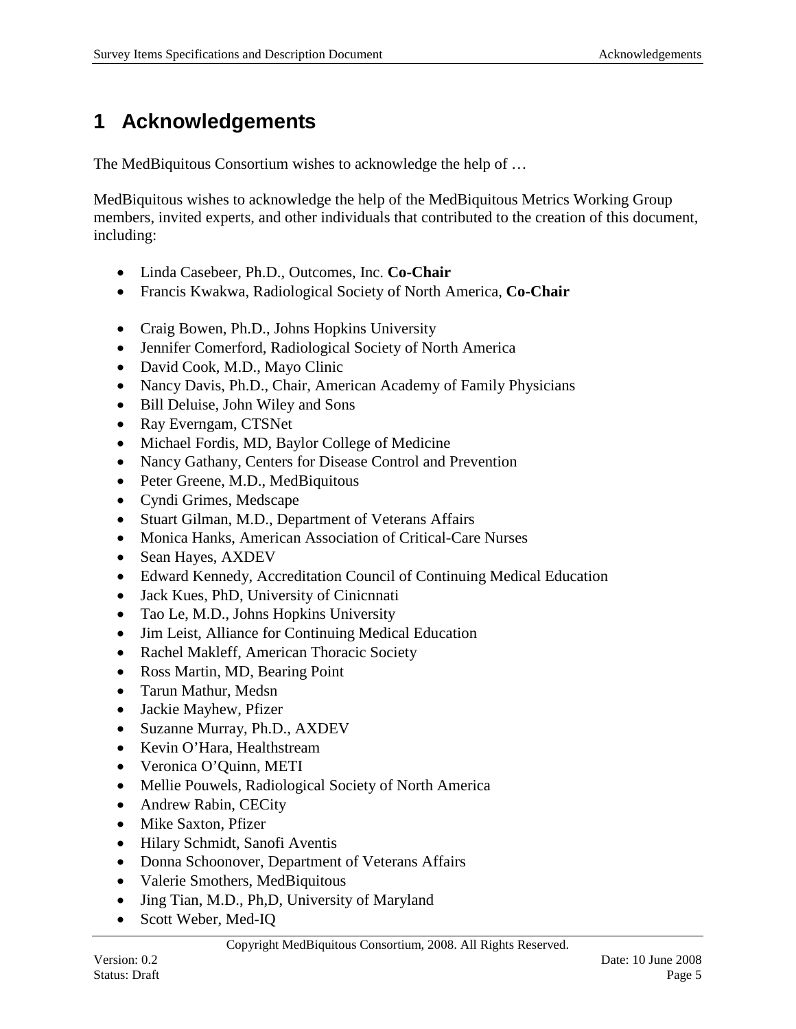# 1 Acknowledgements

The MedBiquitous Consortium wishes to acknowledge the help of …

MedBiquitous wishes to acknowledge the help of the MedBiquitous Metrics Working Group members, invited experts, and other individuals that contributed to the creation of this document, including:

- Linda Casebeer, Ph.D., Outcomes, Inc. **Co-Chair**
- Francis Kwakwa, Radiological Society of North America, **Co-Chair**

- Craig Bowen, Ph.D., Johns Hopkins University
- Jennifer Comerford, Radiological Society of North America
- David Cook, M.D., Mayo Clinic
- Nancy Davis, Ph.D., Chair, American Academy of Family Physicians
- Bill Deluise, John Wiley and Sons
- Ray Everngam, CTSNet
- Michael Fordis, MD, Baylor College of Medicine
- Nancy Gathany, Centers for Disease Control and Prevention
- Peter Greene, M.D., MedBiquitous
- Cyndi Grimes, Medscape
- Stuart Gilman, M.D., Department of Veterans Affairs
- Monica Hanks, American Association of Critical-Care Nurses
- Sean Hayes, AXDEV
- Edward Kennedy, Accreditation Council of Continuing Medical Education
- Jack Kues, PhD, University of Cinicnnati
- Tao Le, M.D., Johns Hopkins University
- Jim Leist, Alliance for Continuing Medical Education
- Rachel Makleff, American Thoracic Society
- Ross Martin, MD, Bearing Point
- Tarun Mathur, Medsn
- Jackie Mayhew, Pfizer
- Suzanne Murray, Ph.D., AXDEV
- Kevin O'Hara, Healthstream
- Veronica O'Quinn, METI
- Mellie Pouwels, Radiological Society of North America
- Andrew Rabin, CECity
- Mike Saxton, Pfizer
- Hilary Schmidt, Sanofi Aventis
- Donna Schoonover, Department of Veterans Affairs
- Valerie Smothers, MedBiquitous
- Jing Tian, M.D., Ph,D, University of Maryland
- Scott Weber, Med-IQ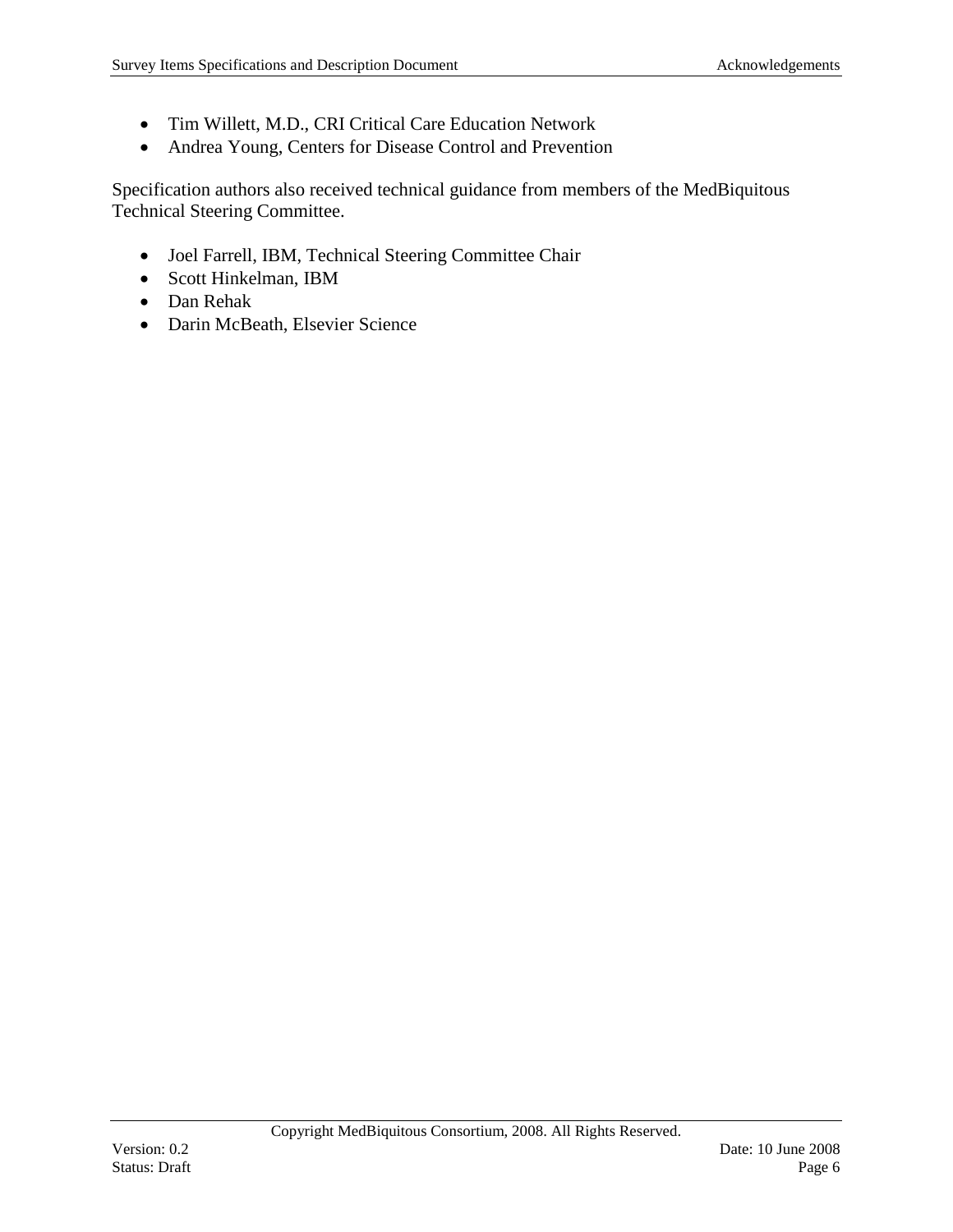- Tim Willett, M.D., CRI Critical Care Education Network
- Andrea Young, Centers for Disease Control and Prevention

Specification authors also received technical guidance from members of the MedBiquitous Technical Steering Committee.

- Joel Farrell, IBM, Technical Steering Committee Chair
- Scott Hinkelman, IBM
- Dan Rehak
- Darin McBeath, Elsevier Science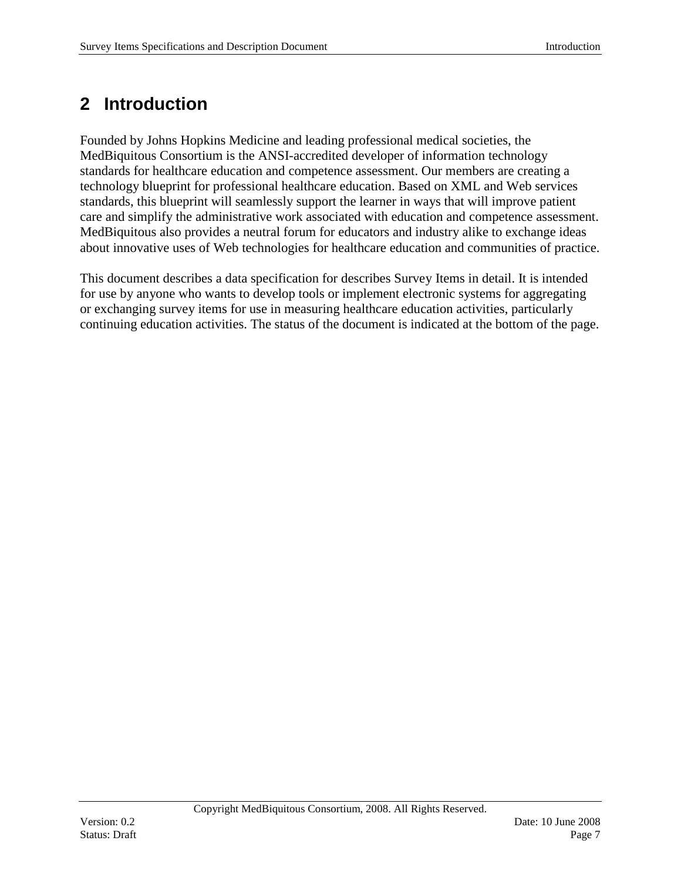# 2 Introduction

Founded by Johns Hopkins Medicine and leading professional medical societies, the MedBiquitous Consortium is the ANSI-accredited developer of information technology standards for healthcare education and competence assessment. Our members are creating a technology blueprint for professional healthcare education. Based on XML and Web services standards, this blueprint will seamlessly support the learner in ways that will improve patient care and simplify the administrative work associated with education and competence assessment. MedBiquitous also provides a neutral forum for educators and industry alike to exchange ideas about innovative uses of Web technologies for healthcare education and communities of practice.

This document describes a data specification for describes Survey Items in detail. It is intended for use by anyone who wants to develop tools or implement electronic systems for aggregating or exchanging survey items for use in measuring healthcare education activities, particularly continuing education activities. The status of the document is indicated at the bottom of the page.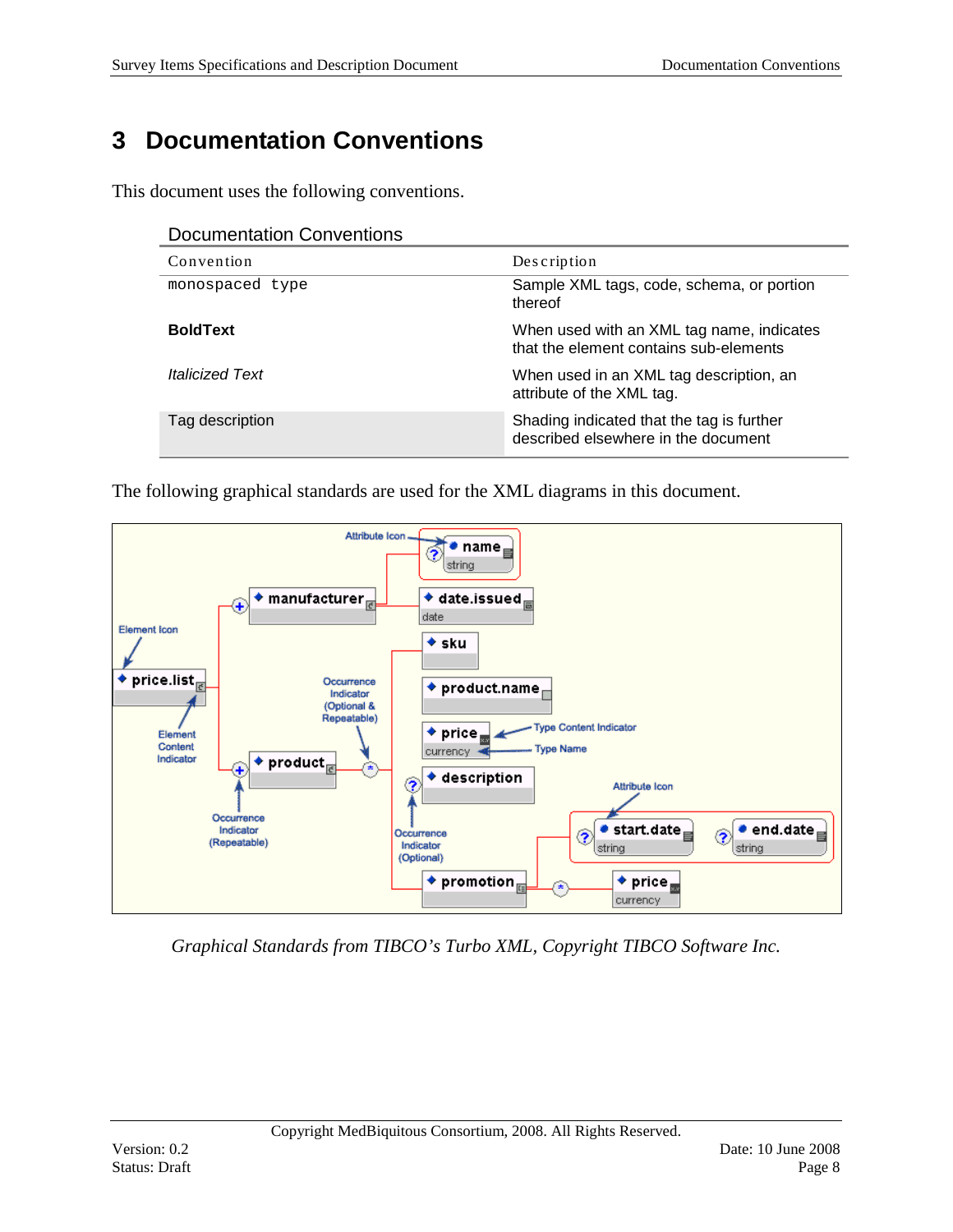# 3 Documentation Conventions

This document uses the following conventions.

Documentation Conventions

| Convention | Description |
|---|---|
| `monospaced type` | Sample XML tags, code, schema, or portion thereof |
| **BoldText** | When used with an XML tag name, indicates that the element contains sub-elements |
| *Italicized Text* | When used in an XML tag description, an attribute of the XML tag. |
| Tag description | Shading indicated that the tag is further described elsewhere in the document |

The following graphical standards are used for the XML diagrams in this document.

Attribute Icon
name
string
manufacturer
date.issued
date
Element Icon
sku
price.list
product.name
Occurrence Indicator (Optional & Repeatable)
price
currency
Type Content Indicator
Type Name
Element Content Indicator
product
description
Attribute Icon
Occurrence Indicator (Repeatable)
Occurrence Indicator (Optional)
start.date
string
end.date
string
promotion
price
currency

*Graphical Standards from TIBCO's Turbo XML, Copyright TIBCO Software Inc.*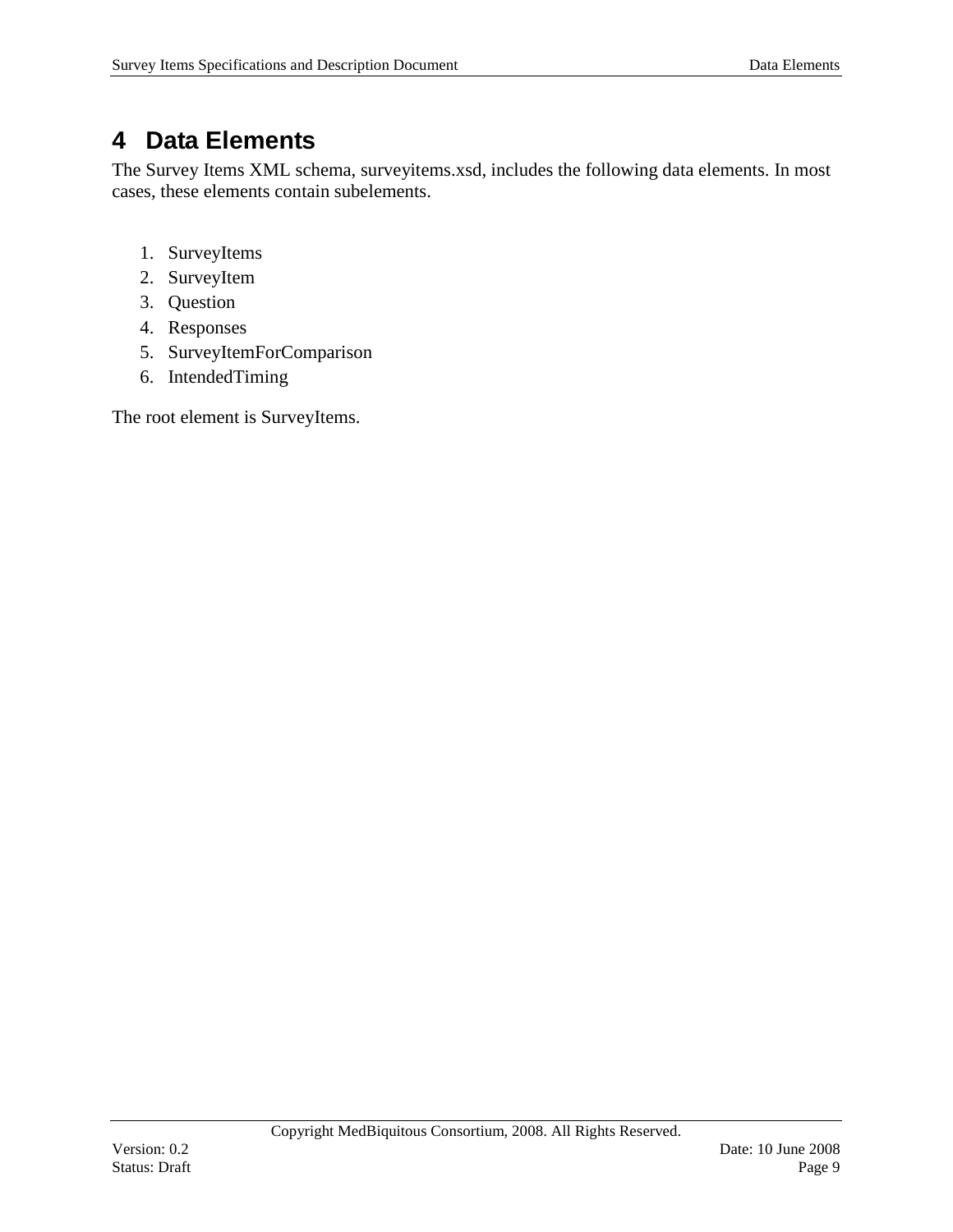# 4 Data Elements

The Survey Items XML schema, surveyitems.xsd, includes the following data elements. In most cases, these elements contain subelements.

1. SurveyItems
2. SurveyItem
3. Question
4. Responses
5. SurveyItemForComparison
6. IntendedTiming

The root element is SurveyItems.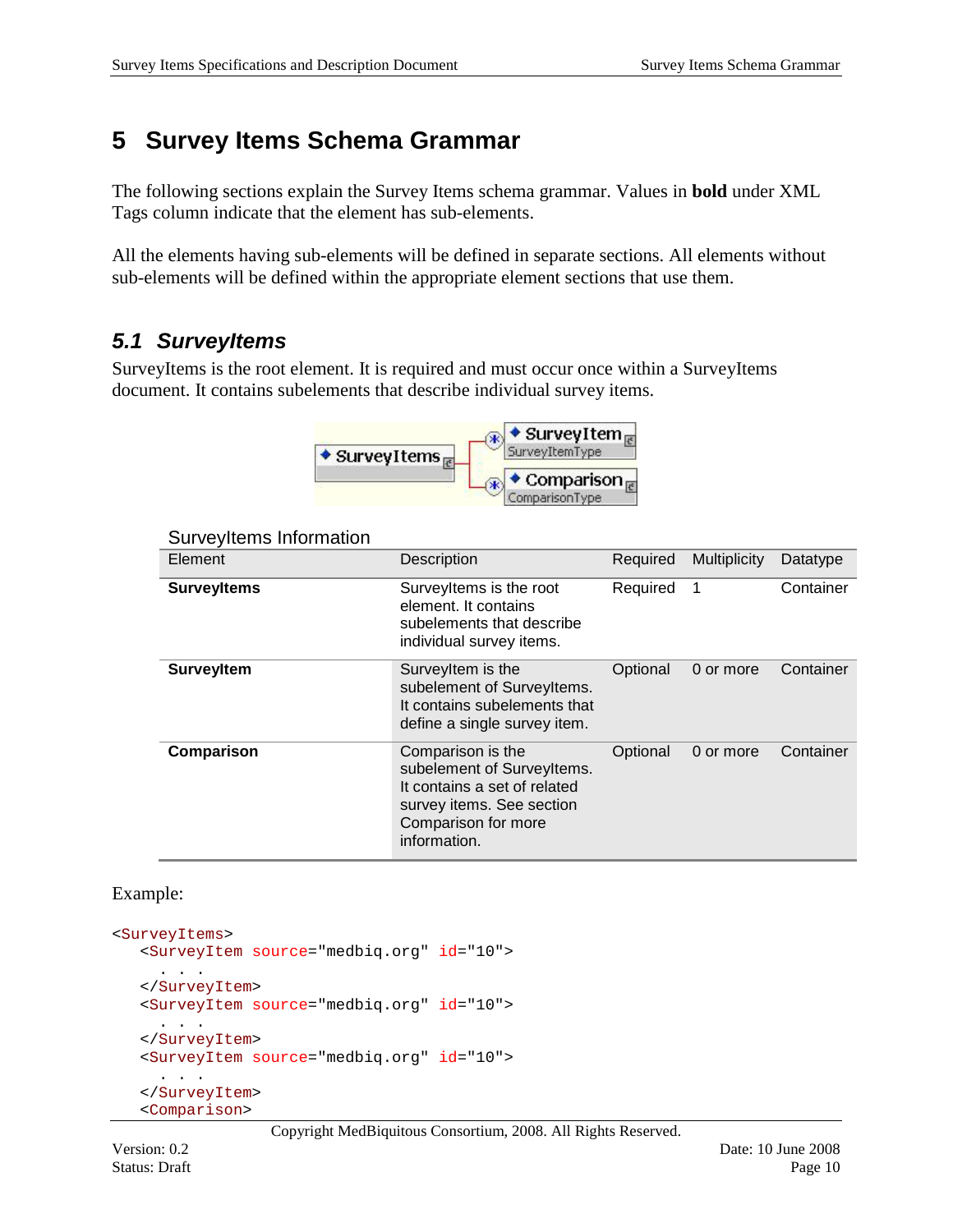# 5 Survey Items Schema Grammar

The following sections explain the Survey Items schema grammar. Values in **bold** under XML Tags column indicate that the element has sub-elements.

All the elements having sub-elements will be defined in separate sections. All elements without sub-elements will be defined within the appropriate element sections that use them.

## *5.1 SurveyItems*

SurveyItems is the root element. It is required and must occur once within a SurveyItems document. It contains subelements that describe individual survey items.

SurveyItems Information

| Element | Description | Required | Multiplicity | Datatype |
|---|---|---|---|---|
| **SurveyItems** | SurveyItems is the root element. It contains subelements that describe individual survey items. | Required | 1 | Container |
| **SurveyItem** | SurveyItem is the subelement of SurveyItems. It contains subelements that define a single survey item. | Optional | 0 or more | Container |
| **Comparison** | Comparison is the subelement of SurveyItems. It contains a set of related survey items. See section Comparison for more information. | Optional | 0 or more | Container |

Example:

```
<SurveyItems>
   <SurveyItem source="medbiq.org" id="10">
     . . .
   </SurveyItem>
   <SurveyItem source="medbiq.org" id="10">
     . . .
   </SurveyItem>
   <SurveyItem source="medbiq.org" id="10">
     . . .
   </SurveyItem>
   <Comparison>
```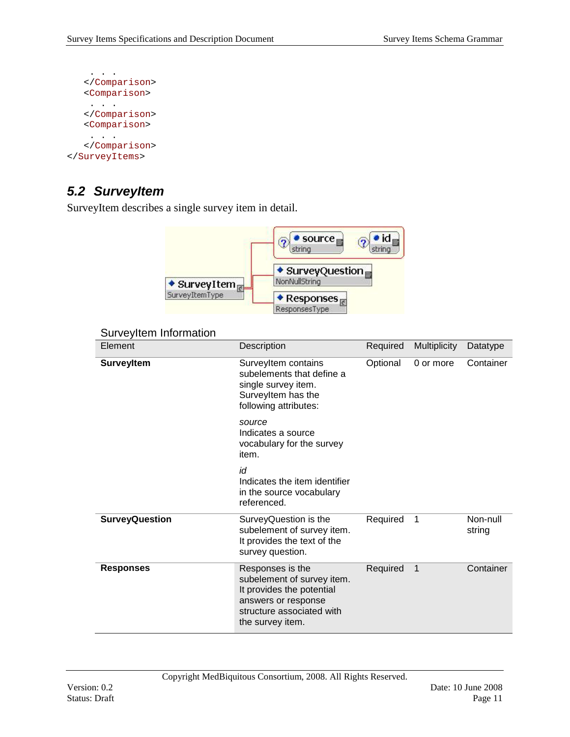```
  . . .
  </Comparison>
  <Comparison>
  . . .
  </Comparison>
  <Comparison>
  . . .
  </Comparison>
</SurveyItems>
```

## 5.2 SurveyItem

SurveyItem describes a single survey item in detail.

SurveyItem
SurveyItemType
source
string
id
string
SurveyQuestion
NonNullString
Responses
ResponsesType

SurveyItem Information

| Element | Description | Required | Multiplicity | Datatype |
|---|---|---|---|---|
| **SurveyItem** | SurveyItem contains subelements that define a single survey item. SurveyItem has the following attributes:<br><br>*source*<br>Indicates a source vocabulary for the survey item.<br><br>*id*<br>Indicates the item identifier in the source vocabulary referenced. | Optional | 0 or more | Container |
| **SurveyQuestion** | SurveyQuestion is the subelement of survey item. It provides the text of the survey question. | Required | 1 | Non-null string |
| **Responses** | Responses is the subelement of survey item. It provides the potential answers or response structure associated with the survey item. | Required | 1 | Container |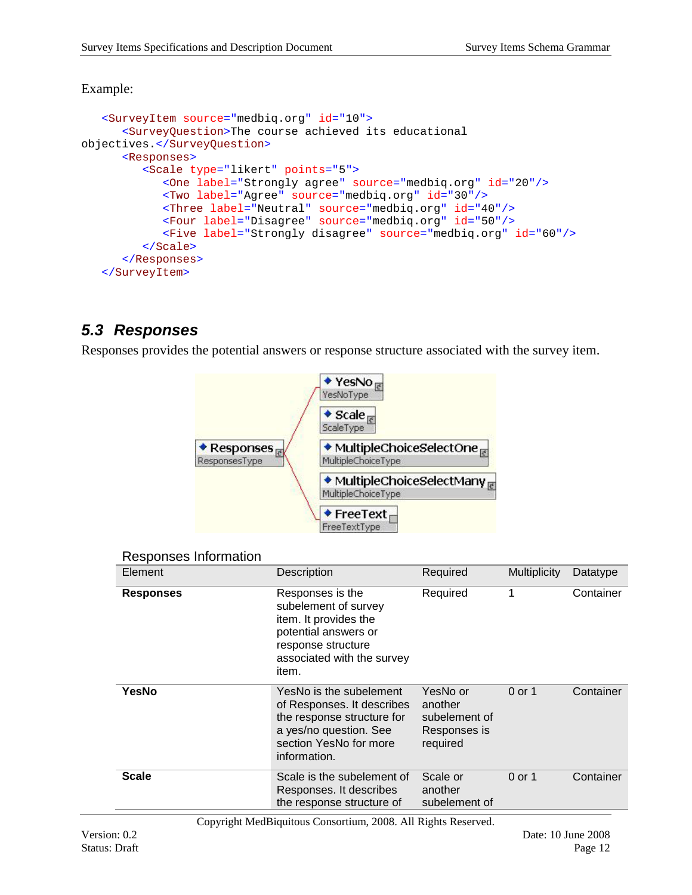Example:

```
<SurveyItem source="medbiq.org" id="10">
   <SurveyQuestion>The course achieved its educational
objectives.</SurveyQuestion>
   <Responses>
      <Scale type="likert" points="5">
         <One label="Strongly agree" source="medbiq.org" id="20"/>
         <Two label="Agree" source="medbiq.org" id="30"/>
         <Three label="Neutral" source="medbiq.org" id="40"/>
         <Four label="Disagree" source="medbiq.org" id="50"/>
         <Five label="Strongly disagree" source="medbiq.org" id="60"/>
      </Scale>
   </Responses>
</SurveyItem>
```

## 5.3 Responses

Responses provides the potential answers or response structure associated with the survey item.

Responses
ResponsesType
YesNo
YesNoType
Scale
ScaleType
MultipleChoiceSelectOne
MultipleChoiceType
MultipleChoiceSelectMany
MultipleChoiceType
FreeText
FreeTextType

Responses Information

| Element | Description | Required | Multiplicity | Datatype |
|---|---|---|---|---|
| **Responses** | Responses is the subelement of survey item. It provides the potential answers or response structure associated with the survey item. | Required | 1 | Container |
| **YesNo** | YesNo is the subelement of Responses. It describes the response structure for a yes/no question. See section YesNo for more information. | YesNo or another subelement of Responses is required | 0 or 1 | Container |
| **Scale** | Scale is the subelement of Responses. It describes the response structure of | Scale or another subelement of | 0 or 1 | Container |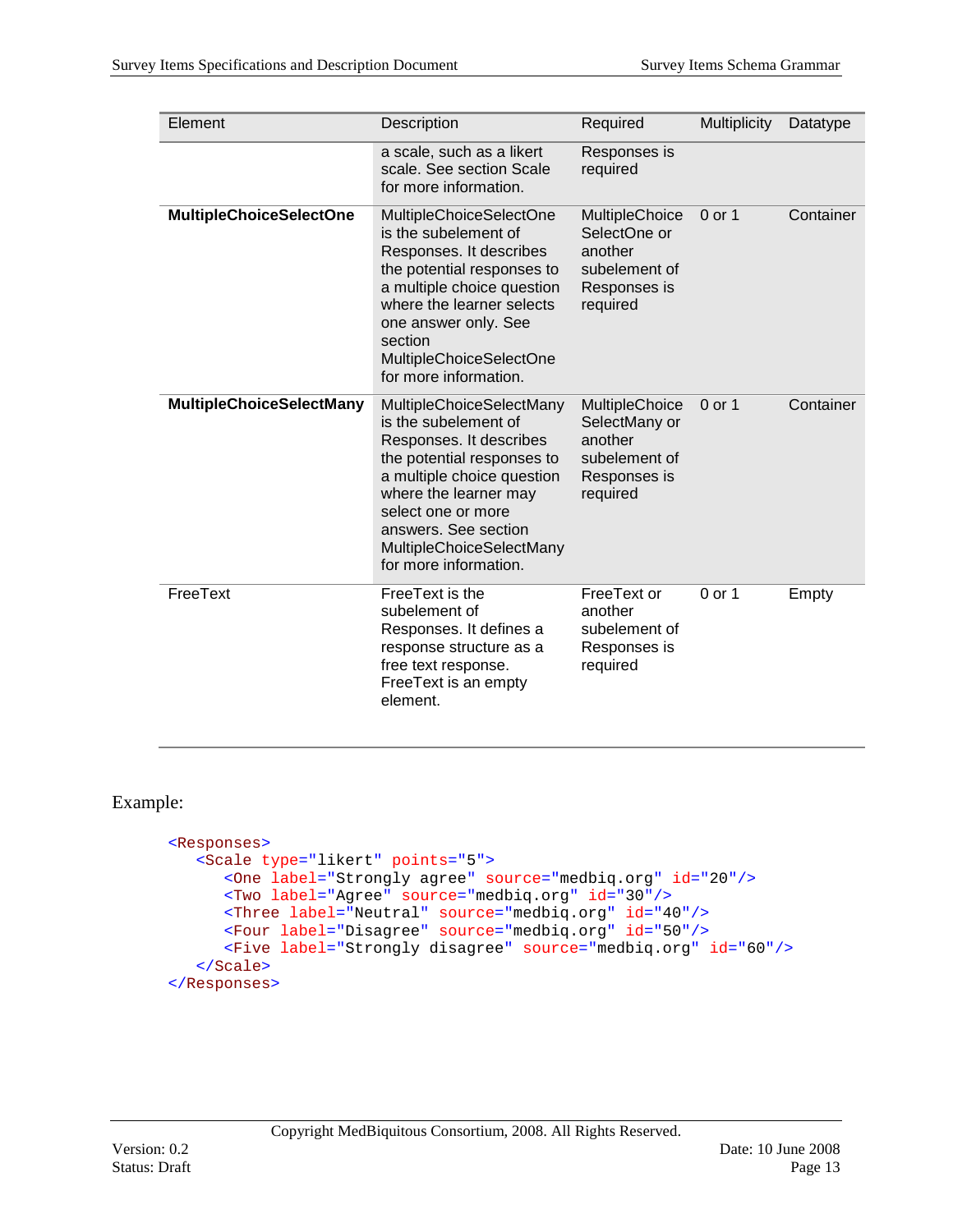| Element | Description | Required | Multiplicity | Datatype |
|---|---|---|---|---|
| | a scale, such as a likert scale. See section Scale for more information. | Responses is required | | |
| **MultipleChoiceSelectOne** | MultipleChoiceSelectOne is the subelement of Responses. It describes the potential responses to a multiple choice question where the learner selects one answer only. See section MultipleChoiceSelectOne for more information. | MultipleChoice SelectOne or another subelement of Responses is required | 0 or 1 | Container |
| **MultipleChoiceSelectMany** | MultipleChoiceSelectMany is the subelement of Responses. It describes the potential responses to a multiple choice question where the learner may select one or more answers. See section MultipleChoiceSelectMany for more information. | MultipleChoice SelectMany or another subelement of Responses is required | 0 or 1 | Container |
| FreeText | FreeText is the subelement of Responses. It defines a response structure as a free text response. FreeText is an empty element. | FreeText or another subelement of Responses is required | 0 or 1 | Empty |

Example:

```
<Responses>
   <Scale type="likert" points="5">
      <One label="Strongly agree" source="medbiq.org" id="20"/>
      <Two label="Agree" source="medbiq.org" id="30"/>
      <Three label="Neutral" source="medbiq.org" id="40"/>
      <Four label="Disagree" source="medbiq.org" id="50"/>
      <Five label="Strongly disagree" source="medbiq.org" id="60"/>
   </Scale>
</Responses>
```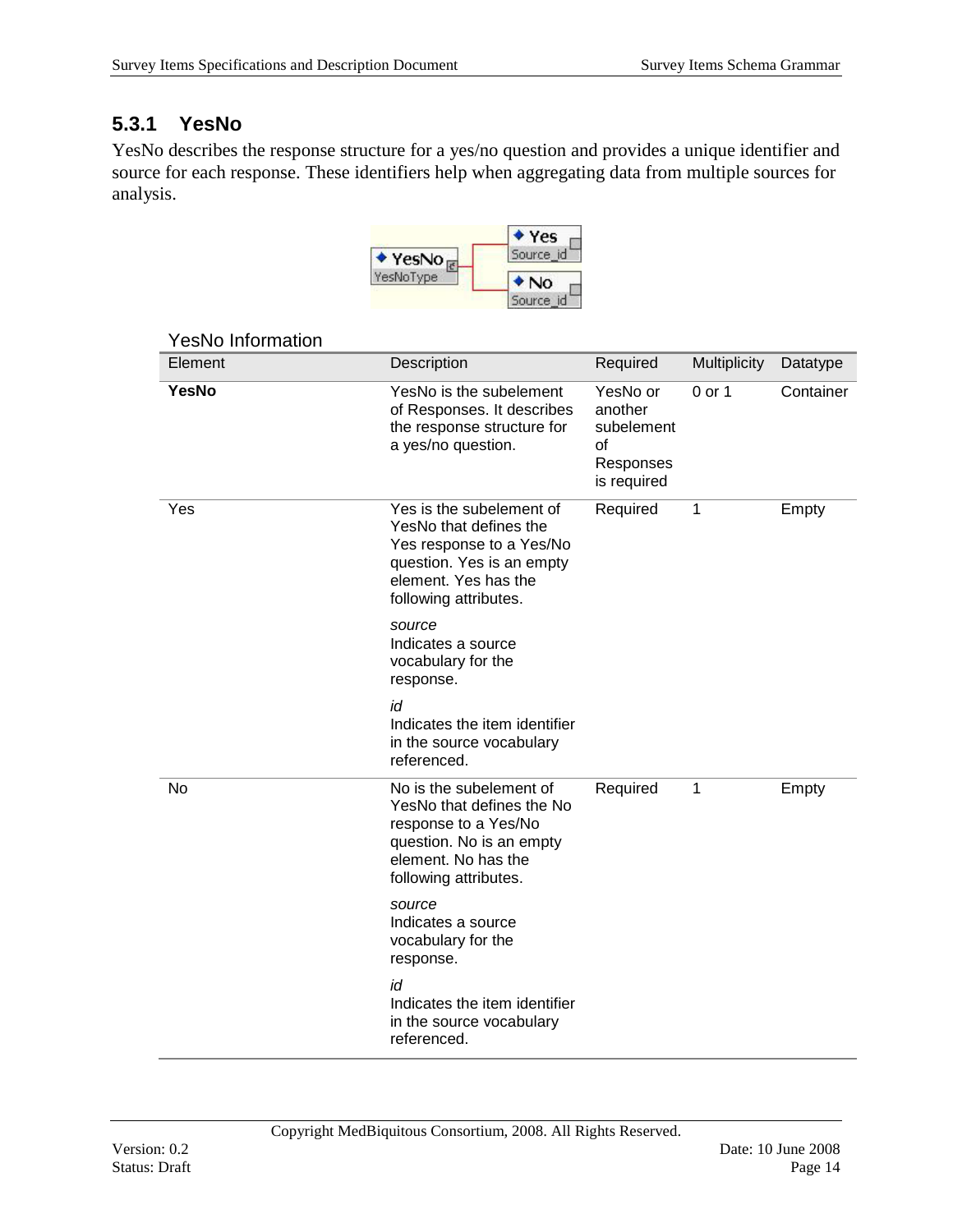### 5.3.1 YesNo

YesNo describes the response structure for a yes/no question and provides a unique identifier and source for each response. These identifiers help when aggregating data from multiple sources for analysis.

YesNo Information

| Element | Description | Required | Multiplicity | Datatype |
|---|---|---|---|---|
| **YesNo** | YesNo is the subelement of Responses. It describes the response structure for a yes/no question. | YesNo or another subelement of Responses is required | 0 or 1 | Container |
| Yes | Yes is the subelement of YesNo that defines the Yes response to a Yes/No question. Yes is an empty element. Yes has the following attributes.<br><br>*source*<br>Indicates a source vocabulary for the response.<br><br>*id*<br>Indicates the item identifier in the source vocabulary referenced. | Required | 1 | Empty |
| No | No is the subelement of YesNo that defines the No response to a Yes/No question. No is an empty element. No has the following attributes.<br><br>*source*<br>Indicates a source vocabulary for the response.<br><br>*id*<br>Indicates the item identifier in the source vocabulary referenced. | Required | 1 | Empty |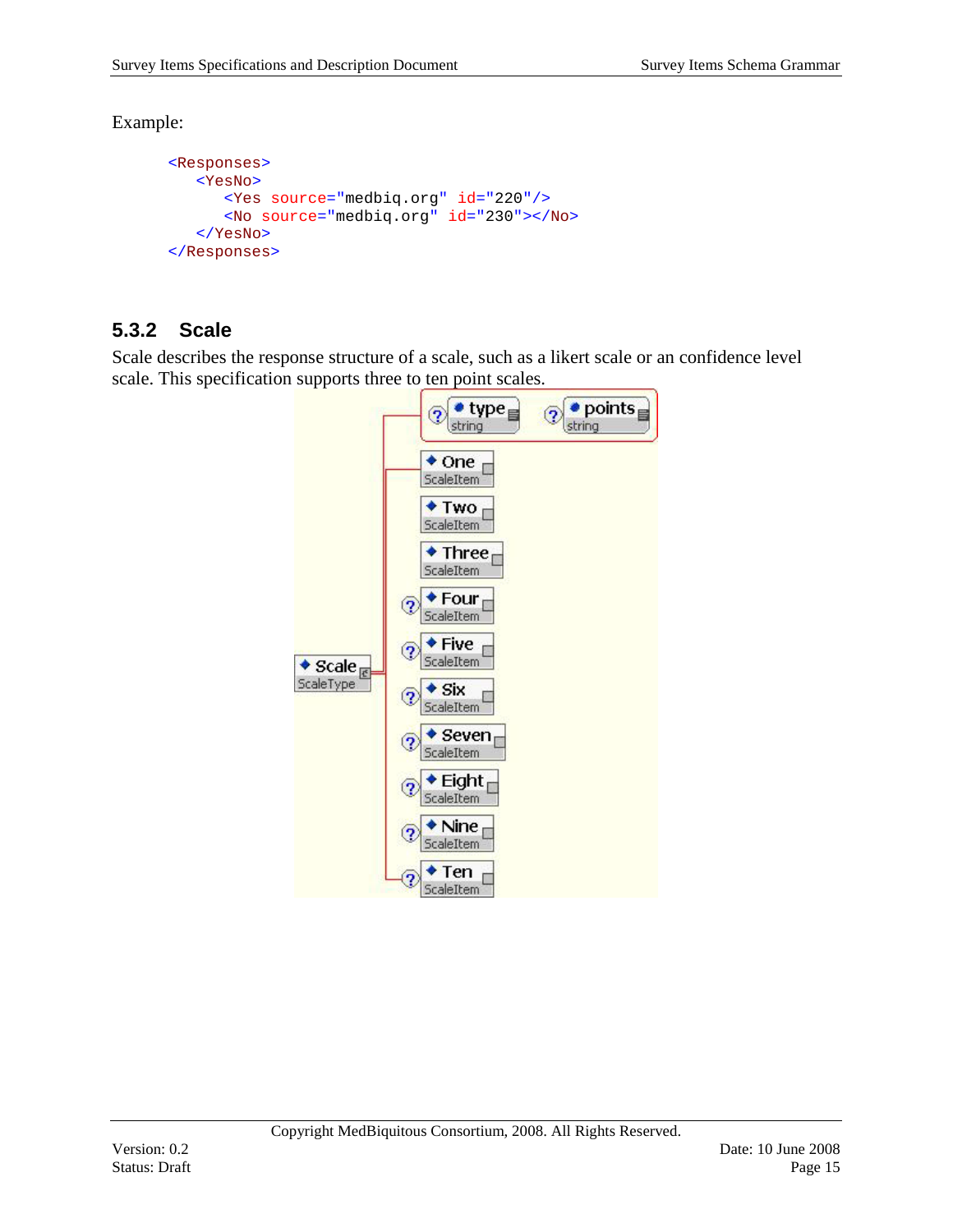Example:

```
<Responses>
   <YesNo>
      <Yes source="medbiq.org" id="220"/>
      <No source="medbiq.org" id="230"></No>
   </YesNo>
</Responses>
```

### 5.3.2 Scale

Scale describes the response structure of a scale, such as a likert scale or an confidence level scale. This specification supports three to ten point scales.

Scale
ScaleType

type
string

points
string

One
ScaleItem

Two
ScaleItem

Three
ScaleItem

Four
ScaleItem

Five
ScaleItem

Six
ScaleItem

Seven
ScaleItem

Eight
ScaleItem

Nine
ScaleItem

Ten
ScaleItem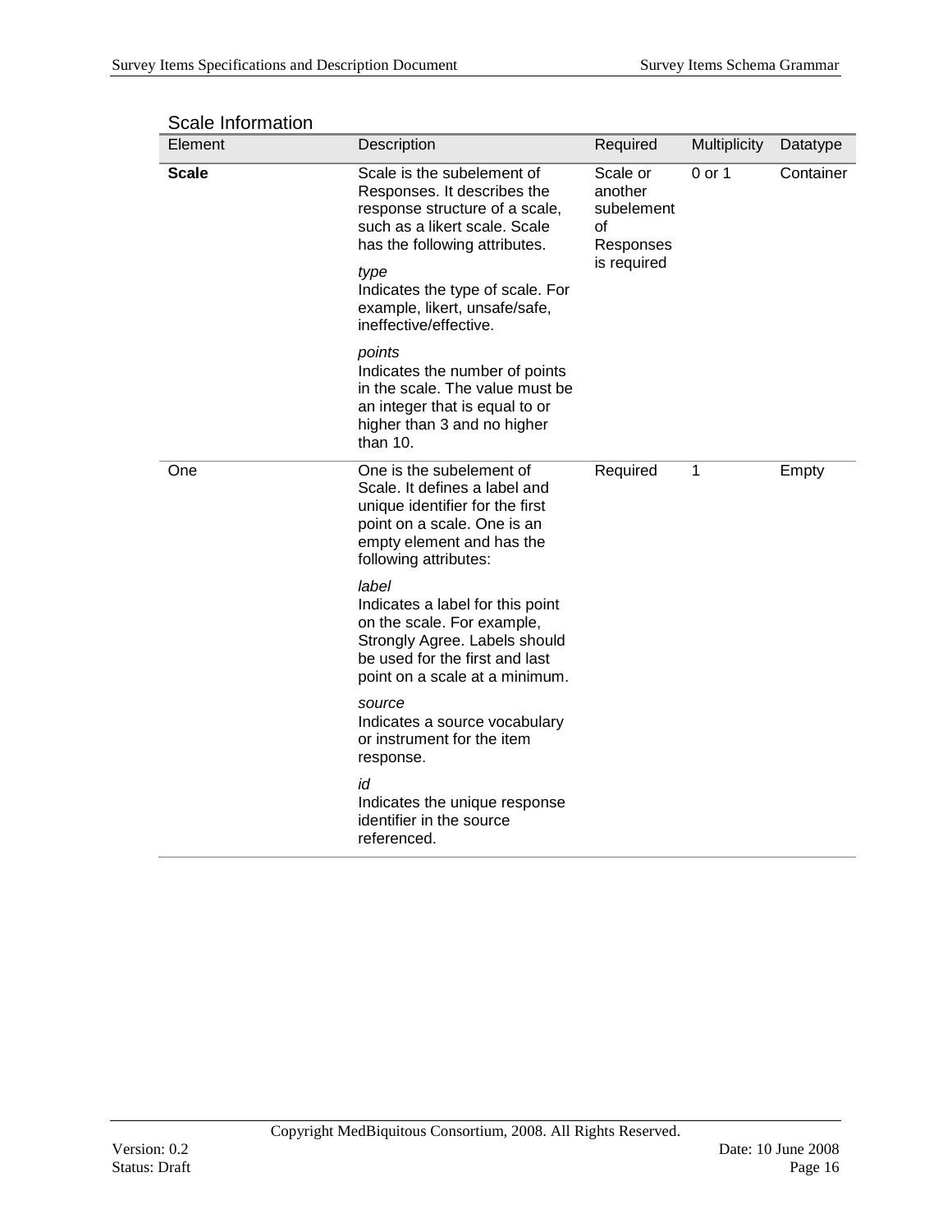Scale Information

| Element | Description | Required | Multiplicity | Datatype |
|---|---|---|---|---|
| **Scale** | Scale is the subelement of Responses. It describes the response structure of a scale, such as a likert scale. Scale has the following attributes.<br><br>*type*<br>Indicates the type of scale. For example, likert, unsafe/safe, ineffective/effective.<br><br>*points*<br>Indicates the number of points in the scale. The value must be an integer that is equal to or higher than 3 and no higher than 10. | Scale or another subelement of Responses is required | 0 or 1 | Container |
| One | One is the subelement of Scale. It defines a label and unique identifier for the first point on a scale. One is an empty element and has the following attributes:<br><br>*label*<br>Indicates a label for this point on the scale. For example, Strongly Agree. Labels should be used for the first and last point on a scale at a minimum.<br><br>*source*<br>Indicates a source vocabulary or instrument for the item response.<br><br>*id*<br>Indicates the unique response identifier in the source referenced. | Required | 1 | Empty |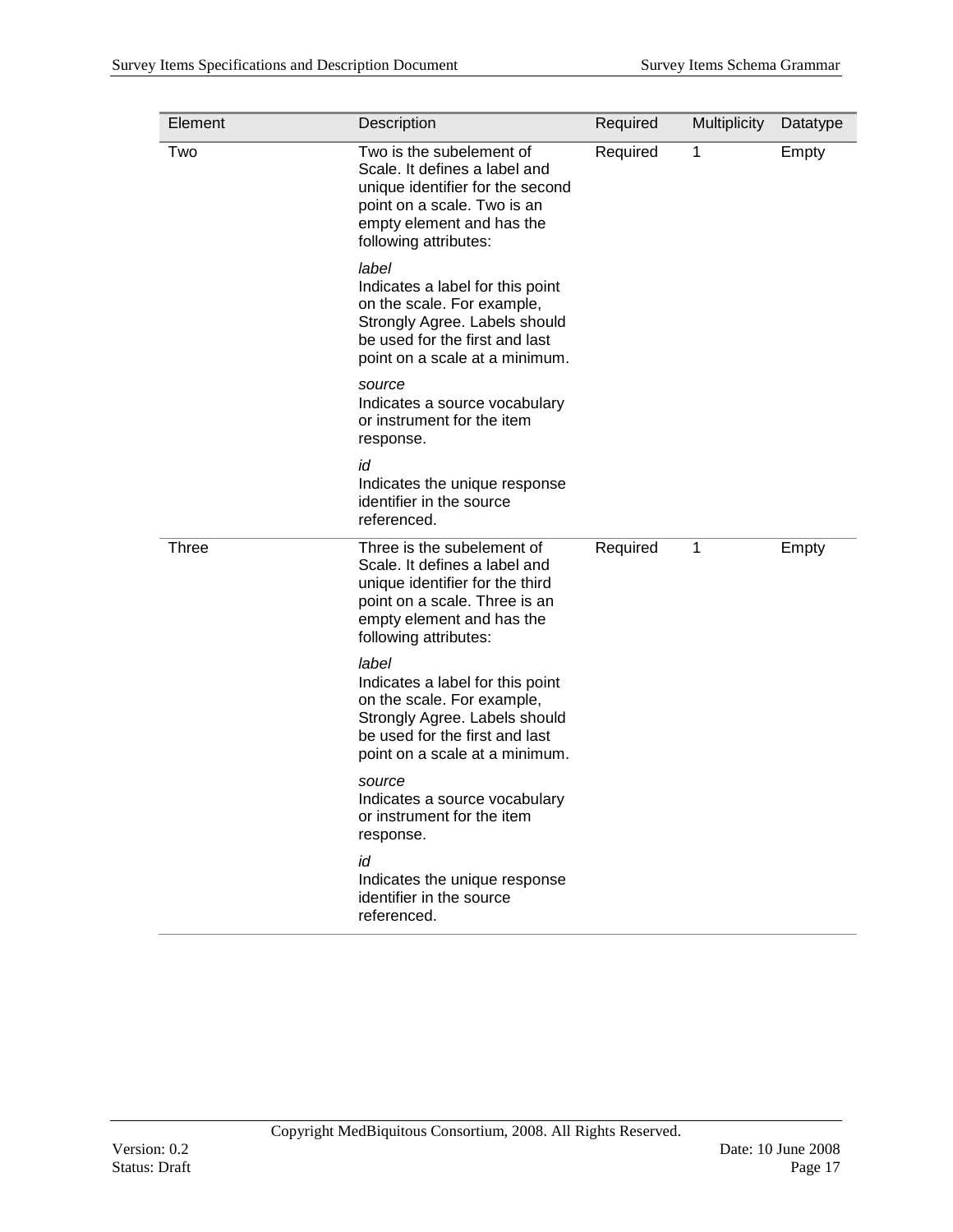| Element | Description | Required | Multiplicity | Datatype |
|---|---|---|---|---|
| Two | Two is the subelement of Scale. It defines a label and unique identifier for the second point on a scale. Two is an empty element and has the following attributes:<br><br>*label*<br>Indicates a label for this point on the scale. For example, Strongly Agree. Labels should be used for the first and last point on a scale at a minimum.<br><br>*source*<br>Indicates a source vocabulary or instrument for the item response.<br><br>*id*<br>Indicates the unique response identifier in the source referenced. | Required | 1 | Empty |
| Three | Three is the subelement of Scale. It defines a label and unique identifier for the third point on a scale. Three is an empty element and has the following attributes:<br><br>*label*<br>Indicates a label for this point on the scale. For example, Strongly Agree. Labels should be used for the first and last point on a scale at a minimum.<br><br>*source*<br>Indicates a source vocabulary or instrument for the item response.<br><br>*id*<br>Indicates the unique response identifier in the source referenced. | Required | 1 | Empty |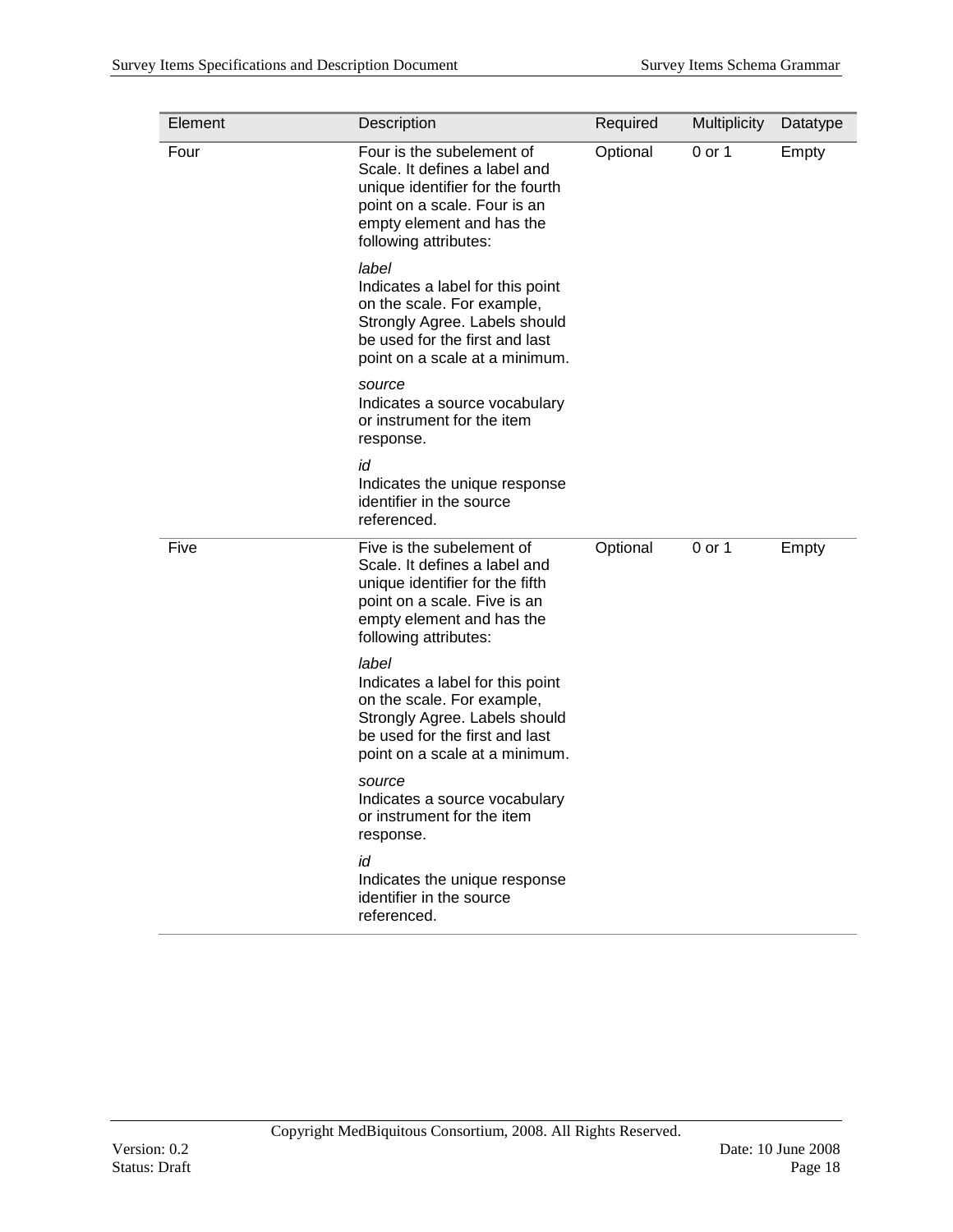| Element | Description | Required | Multiplicity | Datatype |
|---|---|---|---|---|
| Four | Four is the subelement of Scale. It defines a label and unique identifier for the fourth point on a scale. Four is an empty element and has the following attributes:<br><br>*label*<br>Indicates a label for this point on the scale. For example, Strongly Agree. Labels should be used for the first and last point on a scale at a minimum.<br><br>*source*<br>Indicates a source vocabulary or instrument for the item response.<br><br>*id*<br>Indicates the unique response identifier in the source referenced. | Optional | 0 or 1 | Empty |
| Five | Five is the subelement of Scale. It defines a label and unique identifier for the fifth point on a scale. Five is an empty element and has the following attributes:<br><br>*label*<br>Indicates a label for this point on the scale. For example, Strongly Agree. Labels should be used for the first and last point on a scale at a minimum.<br><br>*source*<br>Indicates a source vocabulary or instrument for the item response.<br><br>*id*<br>Indicates the unique response identifier in the source referenced. | Optional | 0 or 1 | Empty |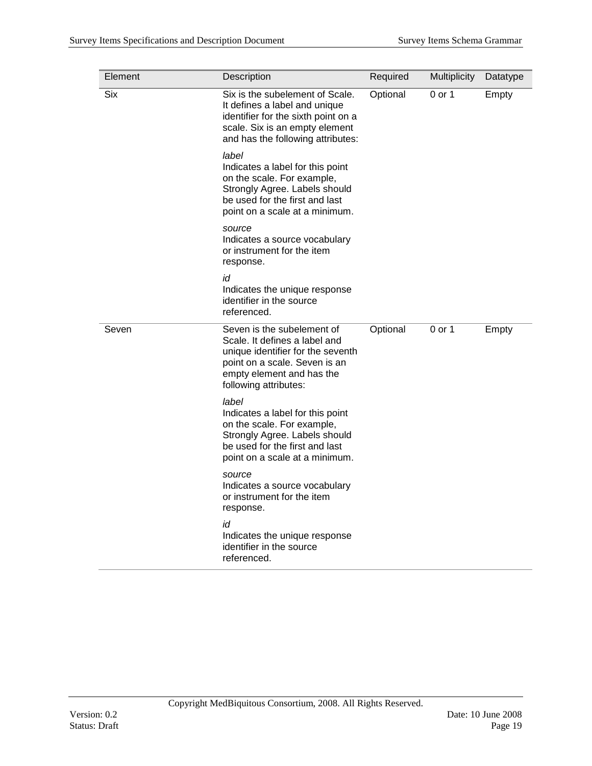| Element | Description | Required | Multiplicity | Datatype |
|---|---|---|---|---|
| Six | Six is the subelement of Scale. It defines a label and unique identifier for the sixth point on a scale. Six is an empty element and has the following attributes:<br><br>*label*<br>Indicates a label for this point on the scale. For example, Strongly Agree. Labels should be used for the first and last point on a scale at a minimum.<br><br>*source*<br>Indicates a source vocabulary or instrument for the item response.<br><br>*id*<br>Indicates the unique response identifier in the source referenced. | Optional | 0 or 1 | Empty |
| Seven | Seven is the subelement of Scale. It defines a label and unique identifier for the seventh point on a scale. Seven is an empty element and has the following attributes:<br><br>*label*<br>Indicates a label for this point on the scale. For example, Strongly Agree. Labels should be used for the first and last point on a scale at a minimum.<br><br>*source*<br>Indicates a source vocabulary or instrument for the item response.<br><br>*id*<br>Indicates the unique response identifier in the source referenced. | Optional | 0 or 1 | Empty |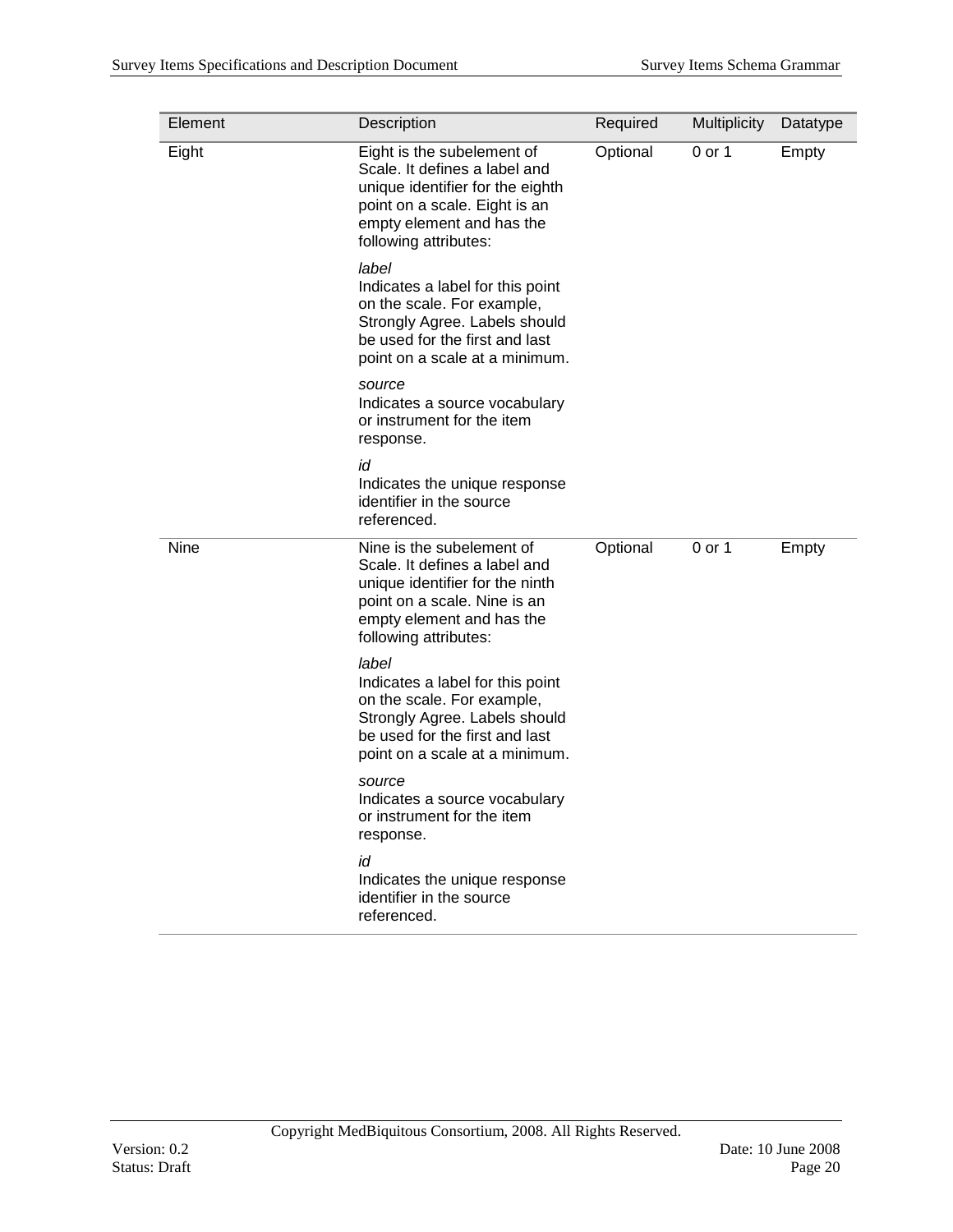| Element | Description | Required | Multiplicity | Datatype |
|---|---|---|---|---|
| Eight | Eight is the subelement of Scale. It defines a label and unique identifier for the eighth point on a scale. Eight is an empty element and has the following attributes:<br><br>*label*<br>Indicates a label for this point on the scale. For example, Strongly Agree. Labels should be used for the first and last point on a scale at a minimum.<br><br>*source*<br>Indicates a source vocabulary or instrument for the item response.<br><br>*id*<br>Indicates the unique response identifier in the source referenced. | Optional | 0 or 1 | Empty |
| Nine | Nine is the subelement of Scale. It defines a label and unique identifier for the ninth point on a scale. Nine is an empty element and has the following attributes:<br><br>*label*<br>Indicates a label for this point on the scale. For example, Strongly Agree. Labels should be used for the first and last point on a scale at a minimum.<br><br>*source*<br>Indicates a source vocabulary or instrument for the item response.<br><br>*id*<br>Indicates the unique response identifier in the source referenced. | Optional | 0 or 1 | Empty |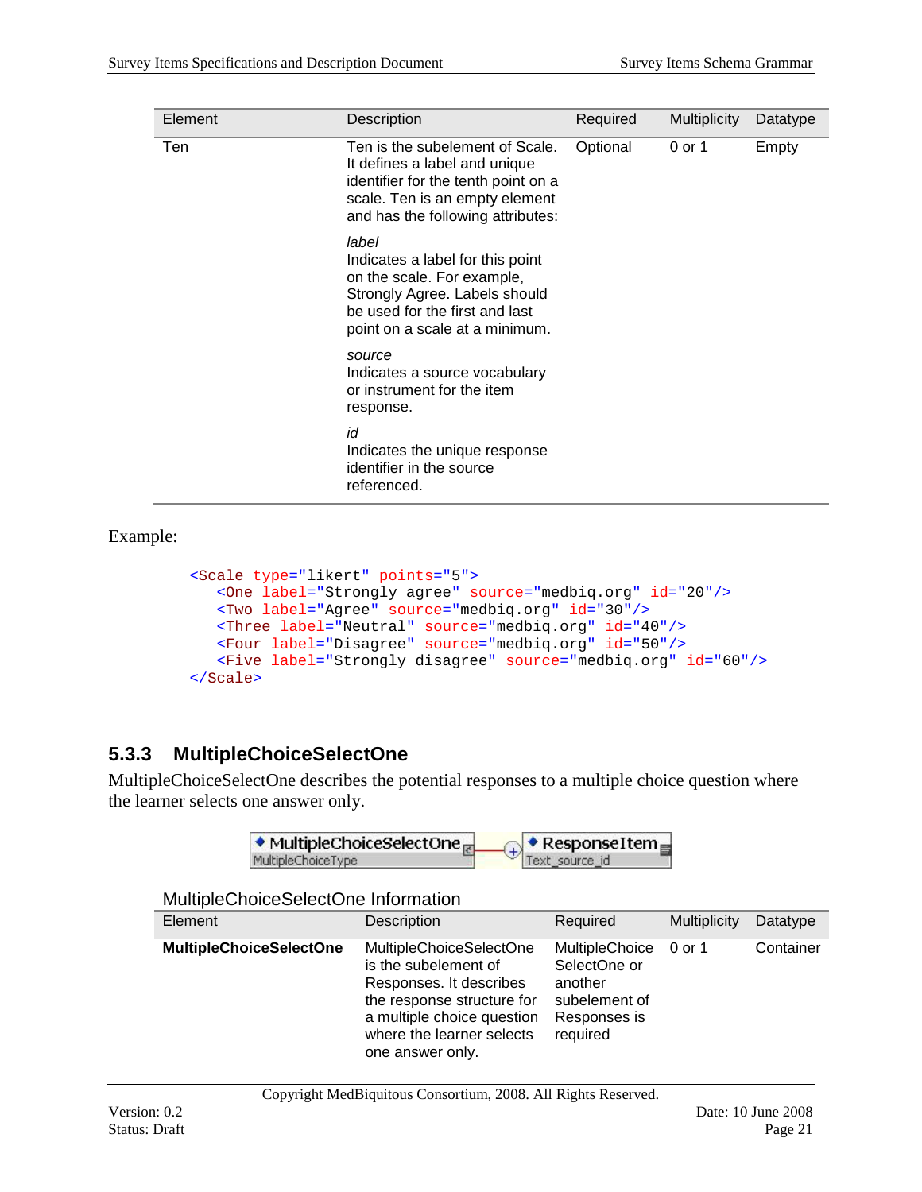| Element | Description | Required | Multiplicity | Datatype |
|---|---|---|---|---|
| Ten | Ten is the subelement of Scale. It defines a label and unique identifier for the tenth point on a scale. Ten is an empty element and has the following attributes:<br><br>*label*<br>Indicates a label for this point on the scale. For example, Strongly Agree. Labels should be used for the first and last point on a scale at a minimum.<br><br>*source*<br>Indicates a source vocabulary or instrument for the item response.<br><br>*id*<br>Indicates the unique response identifier in the source referenced. | Optional | 0 or 1 | Empty |

Example:

```
<Scale type="likert" points="5">
   <One label="Strongly agree" source="medbiq.org" id="20"/>
   <Two label="Agree" source="medbiq.org" id="30"/>
   <Three label="Neutral" source="medbiq.org" id="40"/>
   <Four label="Disagree" source="medbiq.org" id="50"/>
   <Five label="Strongly disagree" source="medbiq.org" id="60"/>
</Scale>
```

### 5.3.3 MultipleChoiceSelectOne

MultipleChoiceSelectOne describes the potential responses to a multiple choice question where the learner selects one answer only.

MultipleChoiceSelectOne
MultipleChoiceType
ResponseItem
Text_source_id

MultipleChoiceSelectOne Information

| Element | Description | Required | Multiplicity | Datatype |
|---|---|---|---|---|
| **MultipleChoiceSelectOne** | MultipleChoiceSelectOne is the subelement of Responses. It describes the response structure for a multiple choice question where the learner selects one answer only. | MultipleChoice SelectOne or another subelement of Responses is required | 0 or 1 | Container |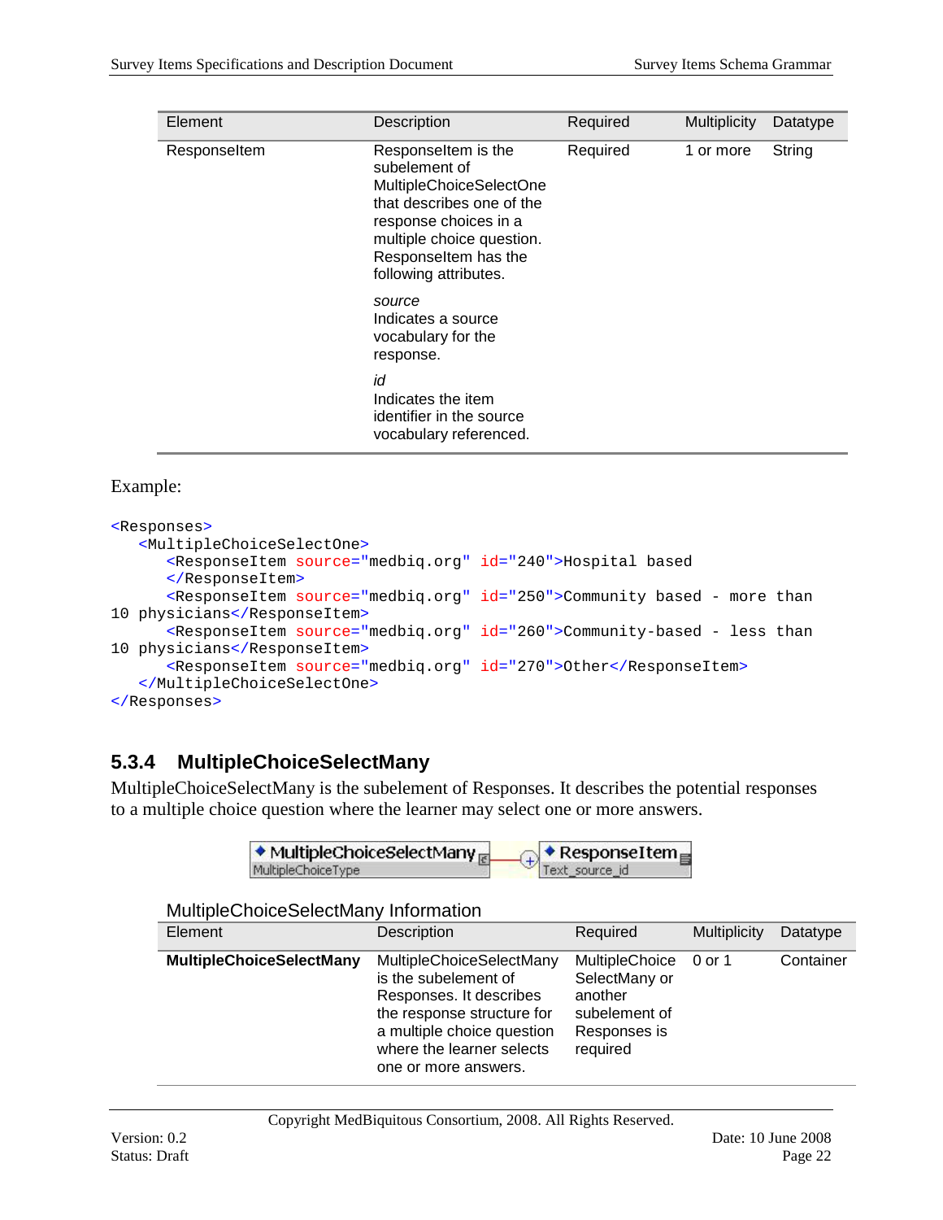| Element | Description | Required | Multiplicity | Datatype |
|---|---|---|---|---|
| ResponseItem | ResponseItem is the subelement of MultipleChoiceSelectOne that describes one of the response choices in a multiple choice question. ResponseItem has the following attributes.<br><br>*source*<br>Indicates a source vocabulary for the response.<br><br>*id*<br>Indicates the item identifier in the source vocabulary referenced. | Required | 1 or more | String |

Example:

```
<Responses>
   <MultipleChoiceSelectOne>
      <ResponseItem source="medbiq.org" id="240">Hospital based
      </ResponseItem>
      <ResponseItem source="medbiq.org" id="250">Community based - more than
10 physicians</ResponseItem>
      <ResponseItem source="medbiq.org" id="260">Community-based - less than
10 physicians</ResponseItem>
      <ResponseItem source="medbiq.org" id="270">Other</ResponseItem>
   </MultipleChoiceSelectOne>
</Responses>
```

### 5.3.4 MultipleChoiceSelectMany

MultipleChoiceSelectMany is the subelement of Responses. It describes the potential responses to a multiple choice question where the learner may select one or more answers.

MultipleChoiceSelectMany Information

| Element | Description | Required | Multiplicity | Datatype |
|---|---|---|---|---|
| **MultipleChoiceSelectMany** | MultipleChoiceSelectMany is the subelement of Responses. It describes the response structure for a multiple choice question where the learner selects one or more answers. | MultipleChoice SelectMany or another subelement of Responses is required | 0 or 1 | Container |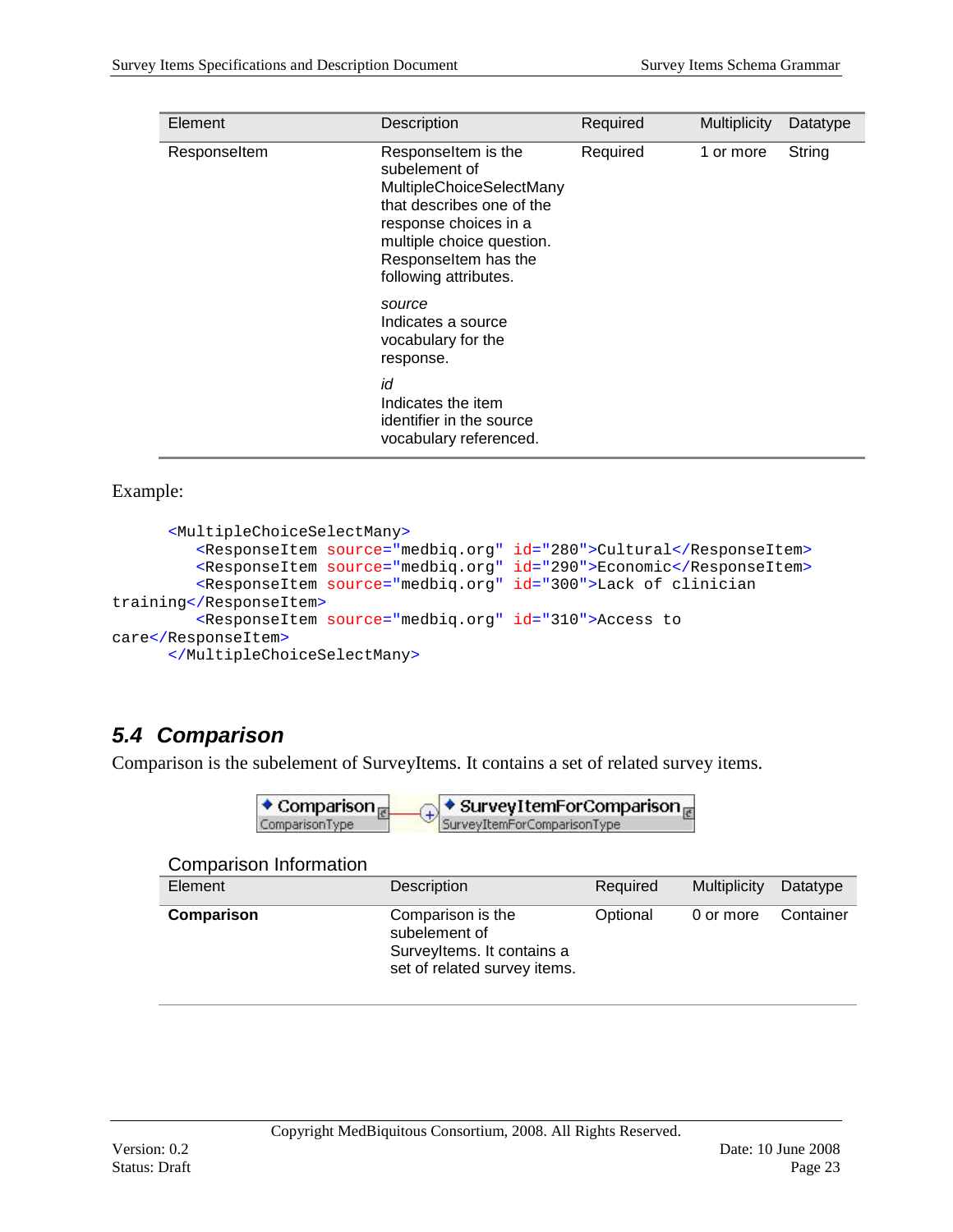| Element | Description | Required | Multiplicity | Datatype |
|---|---|---|---|---|
| ResponseItem | ResponseItem is the subelement of MultipleChoiceSelectMany that describes one of the response choices in a multiple choice question. ResponseItem has the following attributes.<br><br>*source*<br>Indicates a source vocabulary for the response.<br><br>*id*<br>Indicates the item identifier in the source vocabulary referenced. | Required | 1 or more | String |

Example:

```
      <MultipleChoiceSelectMany>
         <ResponseItem source="medbiq.org" id="280">Cultural</ResponseItem>
         <ResponseItem source="medbiq.org" id="290">Economic</ResponseItem>
         <ResponseItem source="medbiq.org" id="300">Lack of clinician
training</ResponseItem>
         <ResponseItem source="medbiq.org" id="310">Access to
care</ResponseItem>
      </MultipleChoiceSelectMany>
```

## 5.4 Comparison

Comparison is the subelement of SurveyItems. It contains a set of related survey items.

Comparison
ComparisonType
SurveyItemForComparison
SurveyItemForComparisonType

Comparison Information

| Element | Description | Required | Multiplicity | Datatype |
|---|---|---|---|---|
| **Comparison** | Comparison is the subelement of SurveyItems. It contains a set of related survey items. | Optional | 0 or more | Container |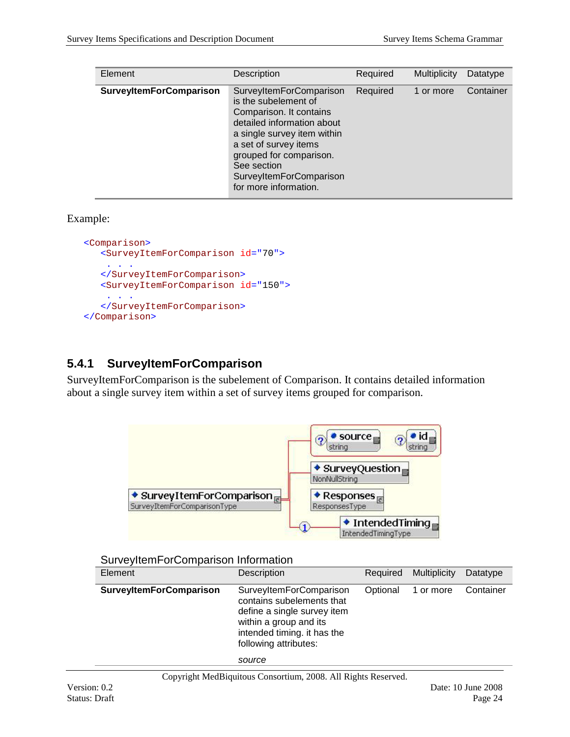| Element | Description | Required | Multiplicity | Datatype |
|---|---|---|---|---|
| **SurveyItemForComparison** | SurveyItemForComparison is the subelement of Comparison. It contains detailed information about a single survey item within a set of survey items grouped for comparison. See section SurveyItemForComparison for more information. | Required | 1 or more | Container |

Example:

```
<Comparison>
   <SurveyItemForComparison id="70">
    . . .
   </SurveyItemForComparison>
   <SurveyItemForComparison id="150">
    . . .
   </SurveyItemForComparison>
</Comparison>
```

### 5.4.1 SurveyItemForComparison

SurveyItemForComparison is the subelement of Comparison. It contains detailed information about a single survey item within a set of survey items grouped for comparison.

source
string
id
string
SurveyQuestion
NonNullString
SurveyItemForComparison
SurveyItemForComparisonType
Responses
ResponsesType
1
IntendedTiming
IntendedTimingType

SurveyItemForComparison Information

| Element | Description | Required | Multiplicity | Datatype |
|---|---|---|---|---|
| **SurveyItemForComparison** | SurveyItemForComparison contains subelements that define a single survey item within a group and its intended timing. it has the following attributes:<br><br>*source* | Optional | 1 or more | Container |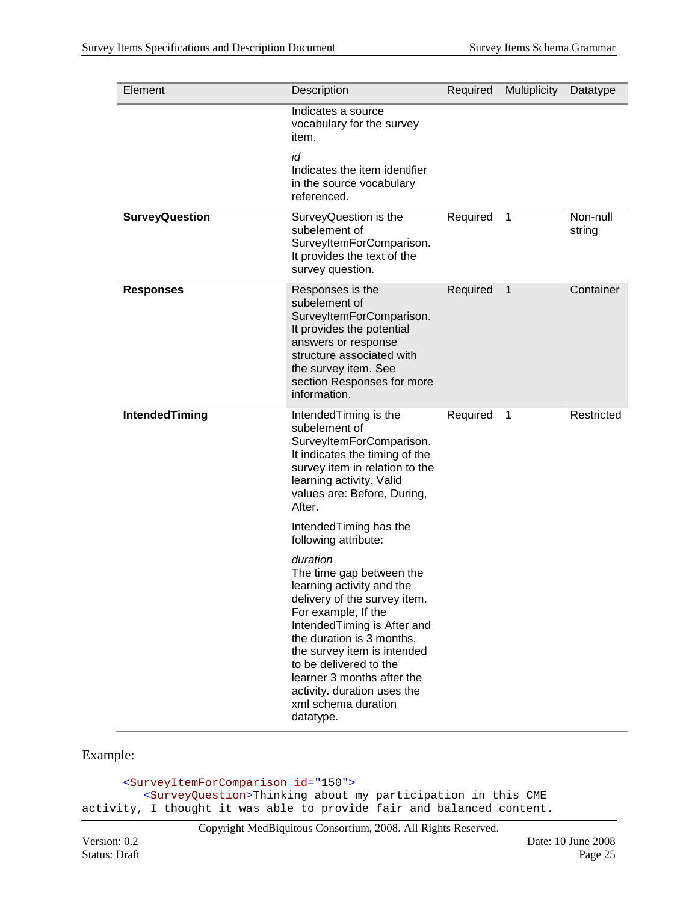| Element | Description | Required | Multiplicity | Datatype |
|---|---|---|---|---|
| | Indicates a source vocabulary for the survey item.<br><br>*id*<br>Indicates the item identifier in the source vocabulary referenced. | | | |
| **SurveyQuestion** | SurveyQuestion is the subelement of SurveyItemForComparison. It provides the text of the survey question. | Required | 1 | Non-null string |
| **Responses** | Responses is the subelement of SurveyItemForComparison. It provides the potential answers or response structure associated with the survey item. See section Responses for more information. | Required | 1 | Container |
| **IntendedTiming** | IntendedTiming is the subelement of SurveyItemForComparison. It indicates the timing of the survey item in relation to the learning activity. Valid values are: Before, During, After.<br><br>IntendedTiming has the following attribute:<br><br>*duration*<br>The time gap between the learning activity and the delivery of the survey item. For example, If the IntendedTiming is After and the duration is 3 months, the survey item is intended to be delivered to the learner 3 months after the activity. duration uses the xml schema duration datatype. | Required | 1 | Restricted |

Example:

```
    <SurveyItemForComparison id="150">
       <SurveyQuestion>Thinking about my participation in this CME
activity, I thought it was able to provide fair and balanced content.
```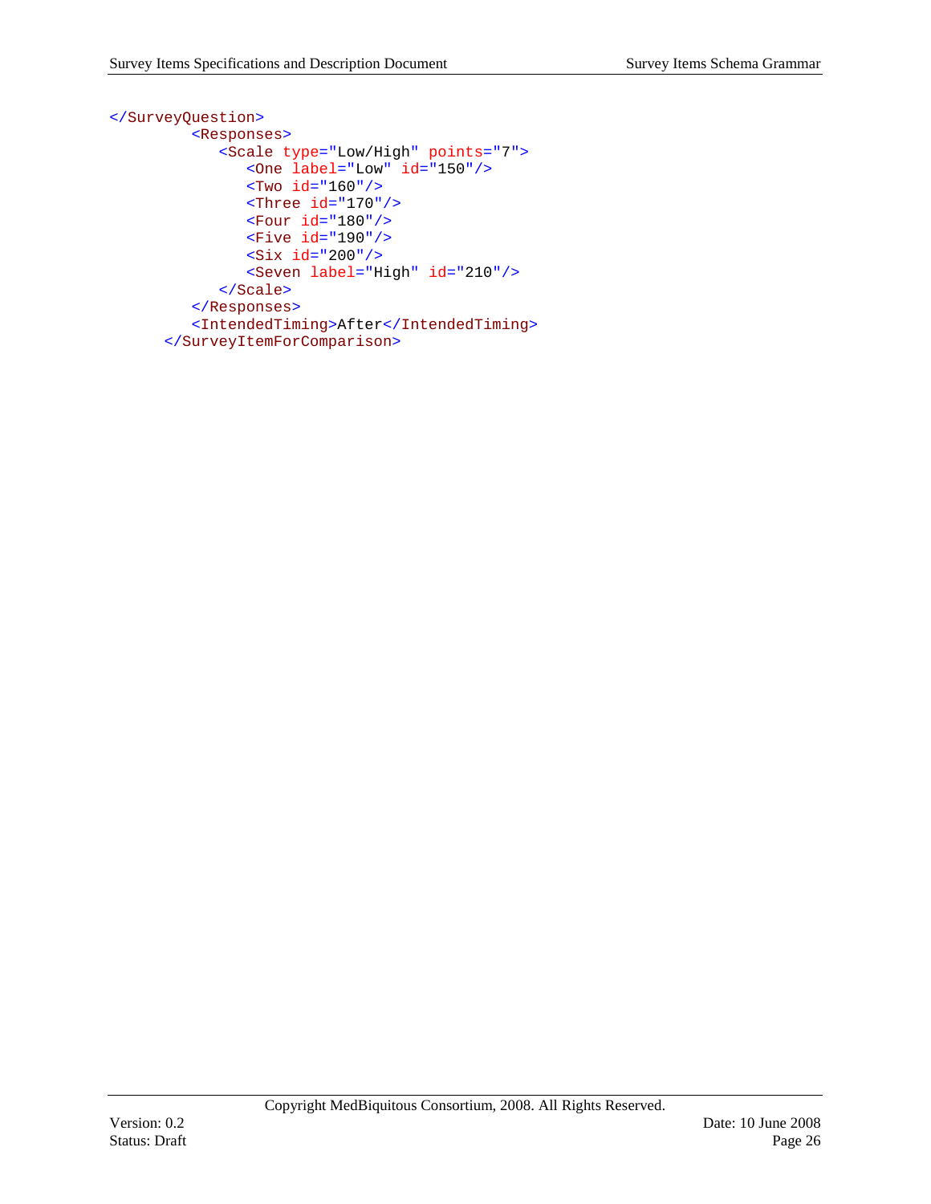```
</SurveyQuestion>
         <Responses>
            <Scale type="Low/High" points="7">
               <One label="Low" id="150"/>
               <Two id="160"/>
               <Three id="170"/>
               <Four id="180"/>
               <Five id="190"/>
               <Six id="200"/>
               <Seven label="High" id="210"/>
            </Scale>
         </Responses>
         <IntendedTiming>After</IntendedTiming>
      </SurveyItemForComparison>
```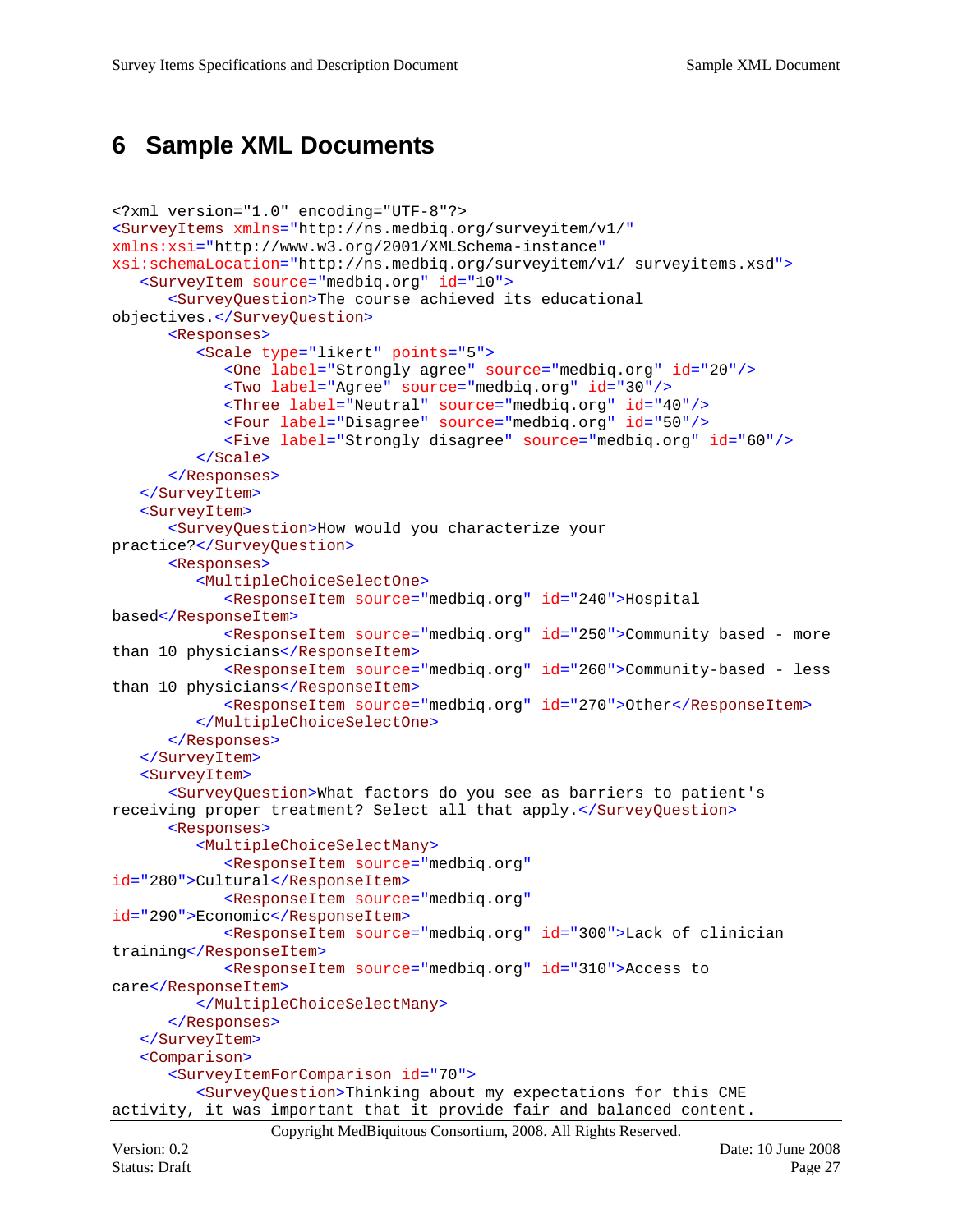# 6 Sample XML Documents

```
<?xml version="1.0" encoding="UTF-8"?>
<SurveyItems xmlns="http://ns.medbiq.org/surveyitem/v1/"
xmlns:xsi="http://www.w3.org/2001/XMLSchema-instance"
xsi:schemaLocation="http://ns.medbiq.org/surveyitem/v1/ surveyitems.xsd">
   <SurveyItem source="medbiq.org" id="10">
      <SurveyQuestion>The course achieved its educational
objectives.</SurveyQuestion>
      <Responses>
         <Scale type="likert" points="5">
            <One label="Strongly agree" source="medbiq.org" id="20"/>
            <Two label="Agree" source="medbiq.org" id="30"/>
            <Three label="Neutral" source="medbiq.org" id="40"/>
            <Four label="Disagree" source="medbiq.org" id="50"/>
            <Five label="Strongly disagree" source="medbiq.org" id="60"/>
         </Scale>
      </Responses>
   </SurveyItem>
   <SurveyItem>
      <SurveyQuestion>How would you characterize your
practice?</SurveyQuestion>
      <Responses>
         <MultipleChoiceSelectOne>
            <ResponseItem source="medbiq.org" id="240">Hospital
based</ResponseItem>
            <ResponseItem source="medbiq.org" id="250">Community based - more
than 10 physicians</ResponseItem>
            <ResponseItem source="medbiq.org" id="260">Community-based - less
than 10 physicians</ResponseItem>
            <ResponseItem source="medbiq.org" id="270">Other</ResponseItem>
         </MultipleChoiceSelectOne>
      </Responses>
   </SurveyItem>
   <SurveyItem>
      <SurveyQuestion>What factors do you see as barriers to patient's
receiving proper treatment? Select all that apply.</SurveyQuestion>
      <Responses>
         <MultipleChoiceSelectMany>
            <ResponseItem source="medbiq.org"
id="280">Cultural</ResponseItem>
            <ResponseItem source="medbiq.org"
id="290">Economic</ResponseItem>
            <ResponseItem source="medbiq.org" id="300">Lack of clinician
training</ResponseItem>
            <ResponseItem source="medbiq.org" id="310">Access to
care</ResponseItem>
         </MultipleChoiceSelectMany>
      </Responses>
   </SurveyItem>
   <Comparison>
      <SurveyItemForComparison id="70">
         <SurveyQuestion>Thinking about my expectations for this CME
activity, it was important that it provide fair and balanced content.
```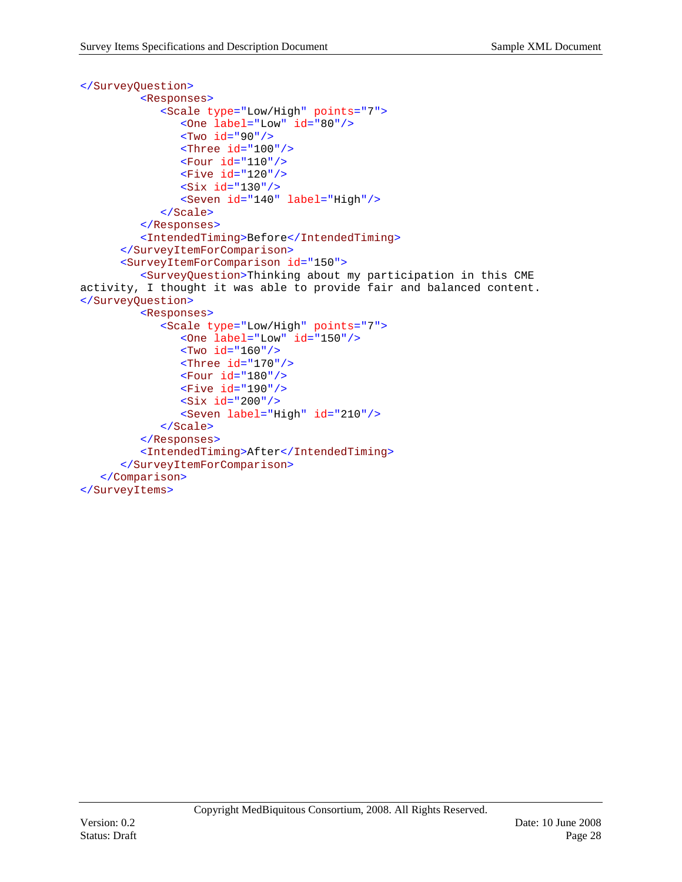```
</SurveyQuestion>
         <Responses>
            <Scale type="Low/High" points="7">
               <One label="Low" id="80"/>
               <Two id="90"/>
               <Three id="100"/>
               <Four id="110"/>
               <Five id="120"/>
               <Six id="130"/>
               <Seven id="140" label="High"/>
            </Scale>
         </Responses>
         <IntendedTiming>Before</IntendedTiming>
      </SurveyItemForComparison>
      <SurveyItemForComparison id="150">
         <SurveyQuestion>Thinking about my participation in this CME
activity, I thought it was able to provide fair and balanced content.
</SurveyQuestion>
         <Responses>
            <Scale type="Low/High" points="7">
               <One label="Low" id="150"/>
               <Two id="160"/>
               <Three id="170"/>
               <Four id="180"/>
               <Five id="190"/>
               <Six id="200"/>
               <Seven label="High" id="210"/>
            </Scale>
         </Responses>
         <IntendedTiming>After</IntendedTiming>
      </SurveyItemForComparison>
   </Comparison>
</SurveyItems>
```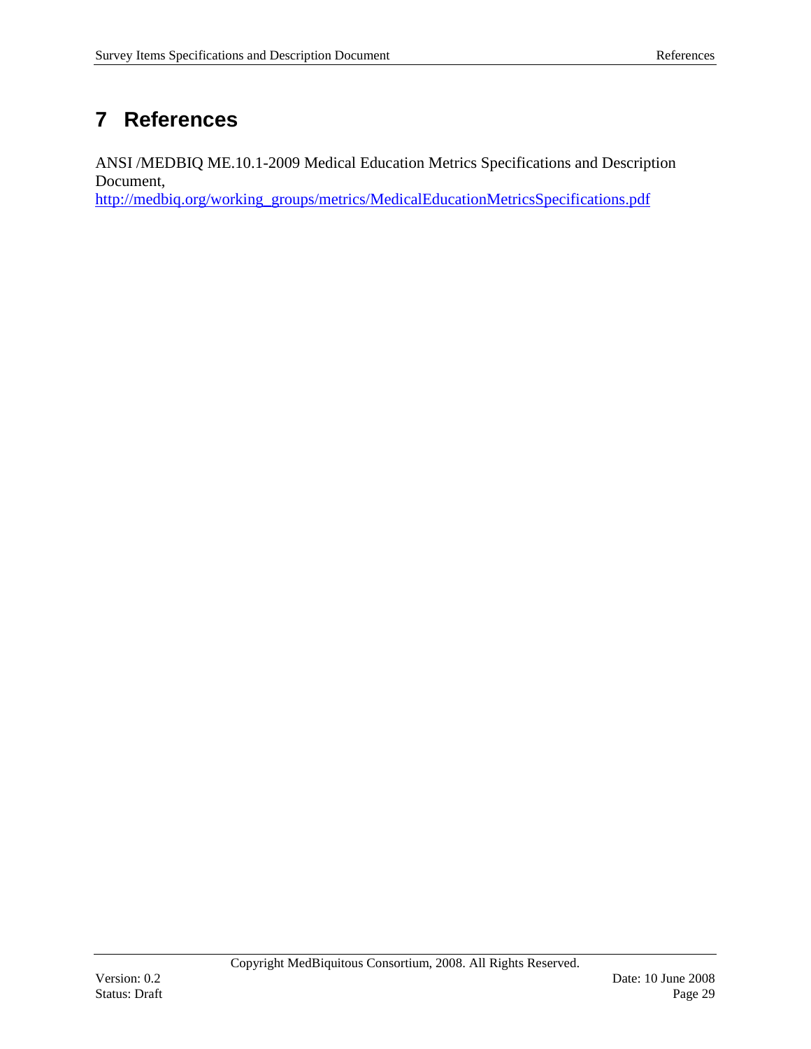# 7 References

ANSI /MEDBIQ ME.10.1-2009 Medical Education Metrics Specifications and Description Document,
[http://medbiq.org/working_groups/metrics/MedicalEducationMetricsSpecifications.pdf](http://medbiq.org/working_groups/metrics/MedicalEducationMetricsSpecifications.pdf)